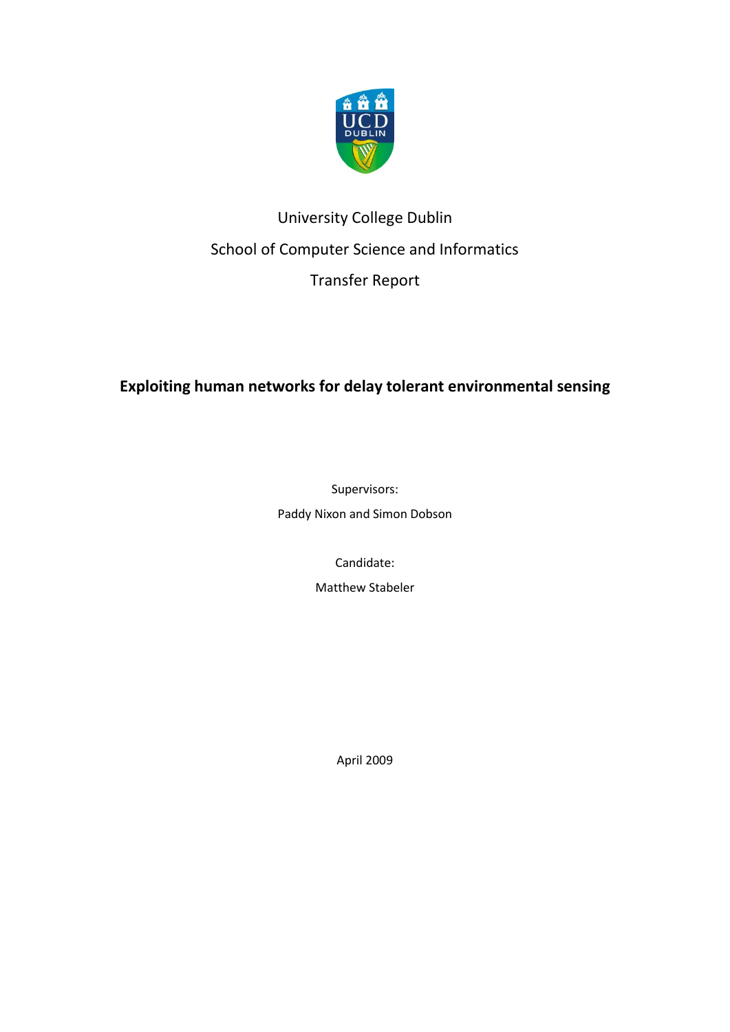University College Dublin

School of Computer Science and Informatics

Transfer Report

# Exploiting human networks for delay tolerant environmental sensing

Supervisors:

Paddy Nixon and Simon Dobson

Candidate:

Matthew Stabeler

April 2009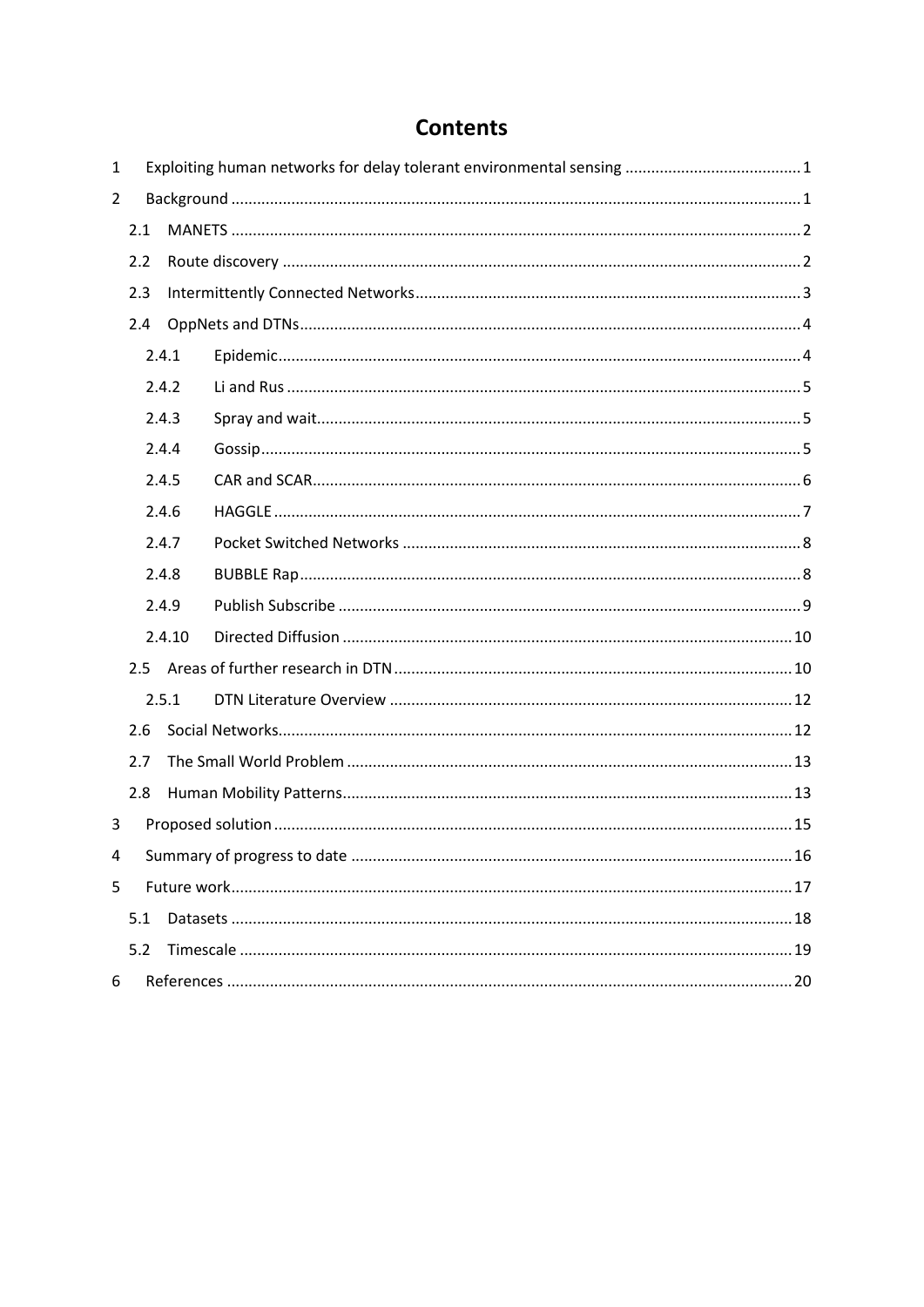# Contents

1 Exploiting human networks for delay tolerant environmental sensing ........................................ 1

2 Background ........................................................................................................................ 1

2.1 MANETS ........................................................................................................................ 2

2.2 Route discovery ............................................................................................................. 2

2.3 Intermittently Connected Networks ............................................................................... 3

2.4 OppNets and DTNs ......................................................................................................... 4

2.4.1 Epidemic ................................................................................................................... 4

2.4.2 Li and Rus ................................................................................................................. 5

2.4.3 Spray and wait .......................................................................................................... 5

2.4.4 Gossip ....................................................................................................................... 5

2.4.5 CAR and SCAR .......................................................................................................... 6

2.4.6 HAGGLE .................................................................................................................... 7

2.4.7 Pocket Switched Networks ....................................................................................... 8

2.4.8 BUBBLE Rap ............................................................................................................. 8

2.4.9 Publish Subscribe ..................................................................................................... 9

2.4.10 Directed Diffusion .................................................................................................. 10

2.5 Areas of further research in DTN .................................................................................. 10

2.5.1 DTN Literature Overview ........................................................................................ 12

2.6 Social Networks ............................................................................................................ 12

2.7 The Small World Problem ............................................................................................ 13

2.8 Human Mobility Patterns .............................................................................................. 13

3 Proposed solution ............................................................................................................. 15

4 Summary of progress to date ............................................................................................ 16

5 Future work ....................................................................................................................... 17

5.1 Datasets ........................................................................................................................ 18

5.2 Timescale ...................................................................................................................... 19

6 References ........................................................................................................................ 20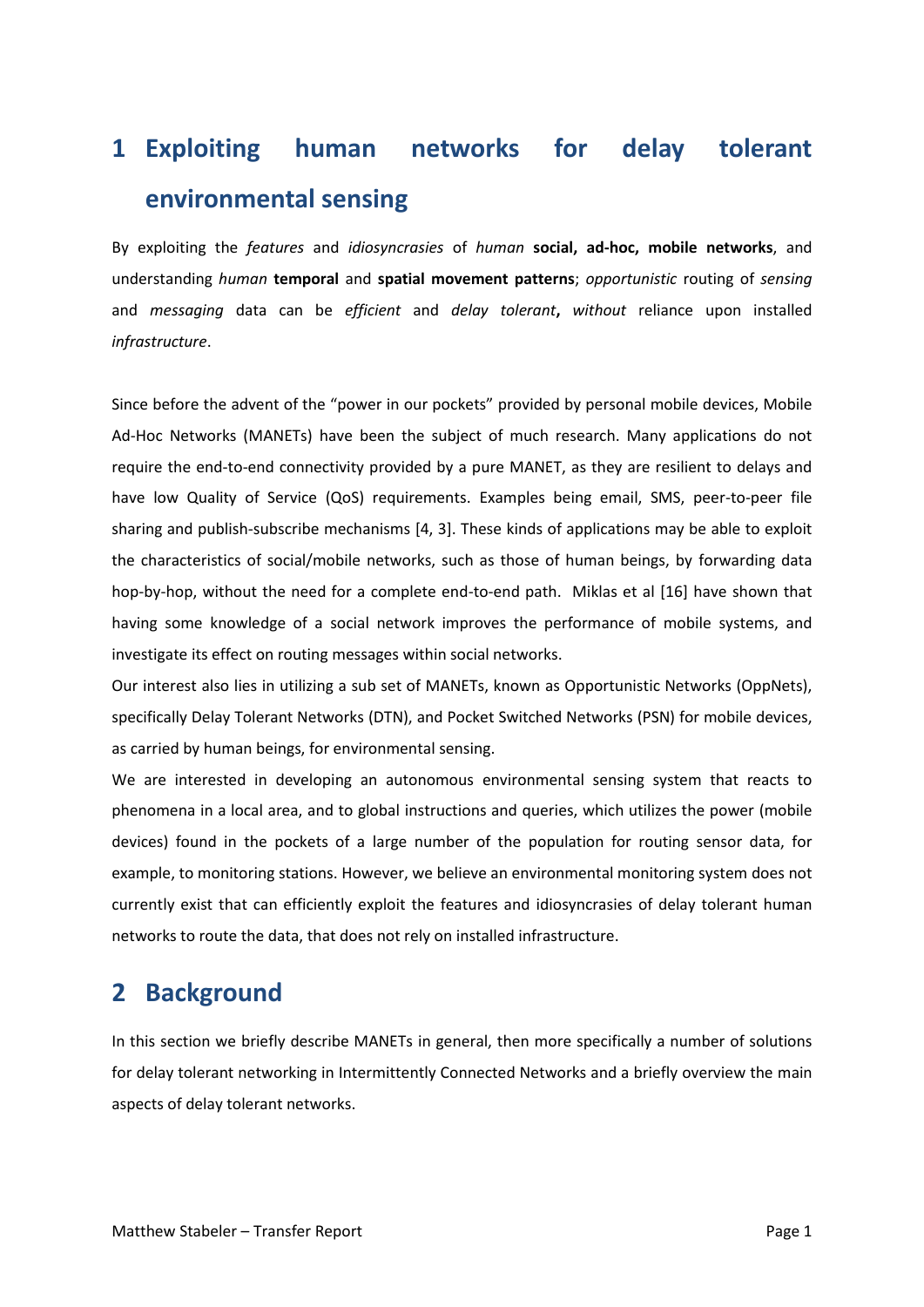# 1 Exploiting human networks for delay tolerant environmental sensing

By exploiting the *features* and *idiosyncrasies* of *human* **social, ad-hoc, mobile networks**, and understanding *human* **temporal** and **spatial movement patterns**; *opportunistic* routing of *sensing* and *messaging* data can be *efficient* and *delay tolerant***,** *without* reliance upon installed *infrastructure*.

Since before the advent of the "power in our pockets" provided by personal mobile devices, Mobile Ad-Hoc Networks (MANETs) have been the subject of much research. Many applications do not require the end-to-end connectivity provided by a pure MANET, as they are resilient to delays and have low Quality of Service (QoS) requirements. Examples being email, SMS, peer-to-peer file sharing and publish-subscribe mechanisms [4, 3]. These kinds of applications may be able to exploit the characteristics of social/mobile networks, such as those of human beings, by forwarding data hop-by-hop, without the need for a complete end-to-end path. Miklas et al [16] have shown that having some knowledge of a social network improves the performance of mobile systems, and investigate its effect on routing messages within social networks.

Our interest also lies in utilizing a sub set of MANETs, known as Opportunistic Networks (OppNets), specifically Delay Tolerant Networks (DTN), and Pocket Switched Networks (PSN) for mobile devices, as carried by human beings, for environmental sensing.

We are interested in developing an autonomous environmental sensing system that reacts to phenomena in a local area, and to global instructions and queries, which utilizes the power (mobile devices) found in the pockets of a large number of the population for routing sensor data, for example, to monitoring stations. However, we believe an environmental monitoring system does not currently exist that can efficiently exploit the features and idiosyncrasies of delay tolerant human networks to route the data, that does not rely on installed infrastructure.

# 2 Background

In this section we briefly describe MANETs in general, then more specifically a number of solutions for delay tolerant networking in Intermittently Connected Networks and a briefly overview the main aspects of delay tolerant networks.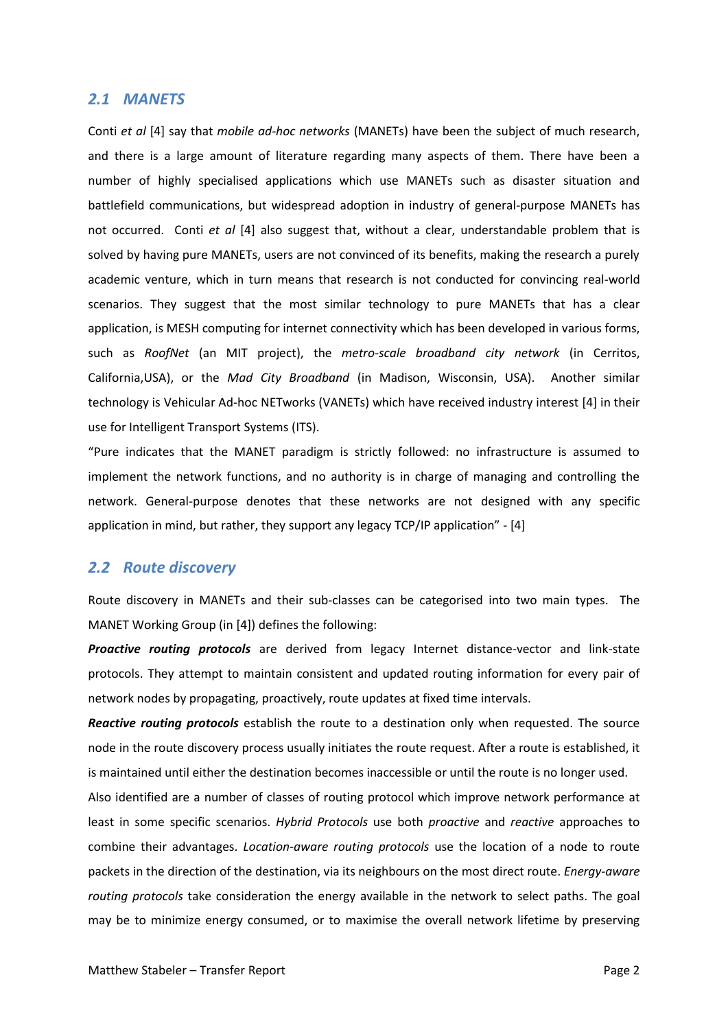## 2.1 MANETS

Conti *et al* [4] say that *mobile ad-hoc networks* (MANETs) have been the subject of much research, and there is a large amount of literature regarding many aspects of them. There have been a number of highly specialised applications which use MANETs such as disaster situation and battlefield communications, but widespread adoption in industry of general-purpose MANETs has not occurred. Conti *et al* [4] also suggest that, without a clear, understandable problem that is solved by having pure MANETs, users are not convinced of its benefits, making the research a purely academic venture, which in turn means that research is not conducted for convincing real-world scenarios. They suggest that the most similar technology to pure MANETs that has a clear application, is MESH computing for internet connectivity which has been developed in various forms, such as *RoofNet* (an MIT project), the *metro-scale broadband city network* (in Cerritos, California,USA), or the *Mad City Broadband* (in Madison, Wisconsin, USA). Another similar technology is Vehicular Ad-hoc NETworks (VANETs) which have received industry interest [4] in their use for Intelligent Transport Systems (ITS).

"Pure indicates that the MANET paradigm is strictly followed: no infrastructure is assumed to implement the network functions, and no authority is in charge of managing and controlling the network. General-purpose denotes that these networks are not designed with any specific application in mind, but rather, they support any legacy TCP/IP application" - [4]

## 2.2 Route discovery

Route discovery in MANETs and their sub-classes can be categorised into two main types. The MANET Working Group (in [4]) defines the following:

***Proactive routing protocols*** are derived from legacy Internet distance-vector and link-state protocols. They attempt to maintain consistent and updated routing information for every pair of network nodes by propagating, proactively, route updates at fixed time intervals.

***Reactive routing protocols*** establish the route to a destination only when requested. The source node in the route discovery process usually initiates the route request. After a route is established, it is maintained until either the destination becomes inaccessible or until the route is no longer used.

Also identified are a number of classes of routing protocol which improve network performance at least in some specific scenarios. *Hybrid Protocols* use both *proactive* and *reactive* approaches to combine their advantages. *Location-aware routing protocols* use the location of a node to route packets in the direction of the destination, via its neighbours on the most direct route. *Energy-aware routing protocols* take consideration the energy available in the network to select paths. The goal may be to minimize energy consumed, or to maximise the overall network lifetime by preserving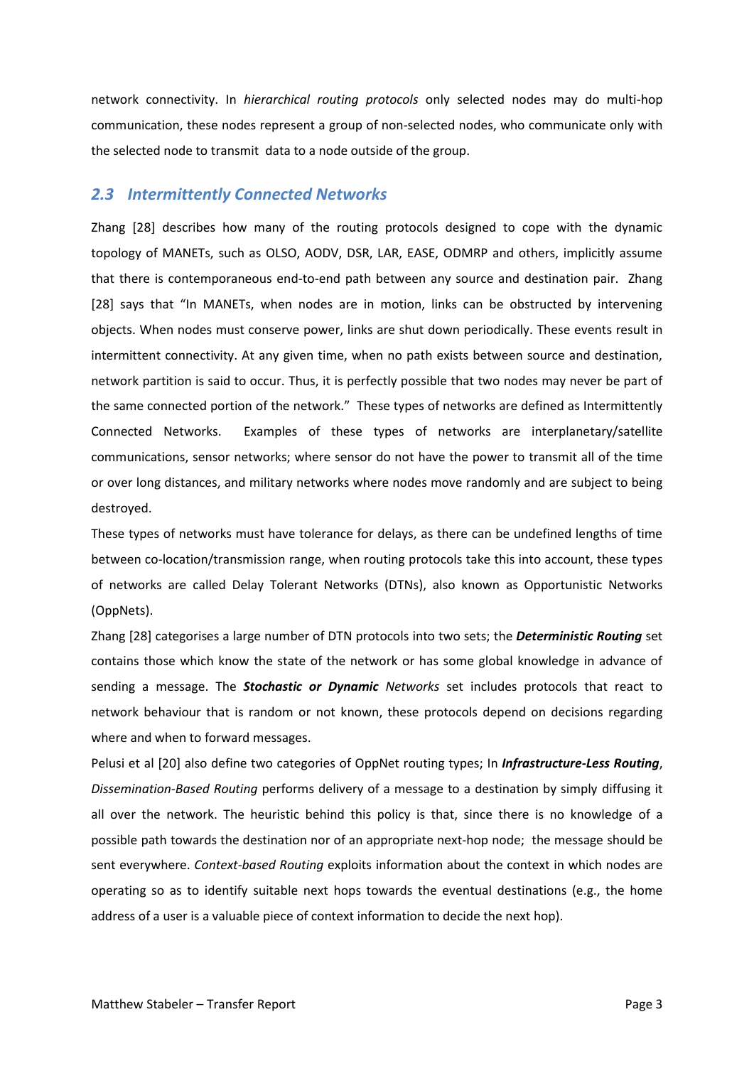network connectivity. In *hierarchical routing protocols* only selected nodes may do multi-hop communication, these nodes represent a group of non-selected nodes, who communicate only with the selected node to transmit data to a node outside of the group.

## *2.3 Intermittently Connected Networks*

Zhang [28] describes how many of the routing protocols designed to cope with the dynamic topology of MANETs, such as OLSO, AODV, DSR, LAR, EASE, ODMRP and others, implicitly assume that there is contemporaneous end-to-end path between any source and destination pair. Zhang [28] says that "In MANETs, when nodes are in motion, links can be obstructed by intervening objects. When nodes must conserve power, links are shut down periodically. These events result in intermittent connectivity. At any given time, when no path exists between source and destination, network partition is said to occur. Thus, it is perfectly possible that two nodes may never be part of the same connected portion of the network." These types of networks are defined as Intermittently Connected Networks. Examples of these types of networks are interplanetary/satellite communications, sensor networks; where sensor do not have the power to transmit all of the time or over long distances, and military networks where nodes move randomly and are subject to being destroyed.

These types of networks must have tolerance for delays, as there can be undefined lengths of time between co-location/transmission range, when routing protocols take this into account, these types of networks are called Delay Tolerant Networks (DTNs), also known as Opportunistic Networks (OppNets).

Zhang [28] categorises a large number of DTN protocols into two sets; the ***Deterministic Routing*** set contains those which know the state of the network or has some global knowledge in advance of sending a message. The ***Stochastic or Dynamic*** *Networks* set includes protocols that react to network behaviour that is random or not known, these protocols depend on decisions regarding where and when to forward messages.

Pelusi et al [20] also define two categories of OppNet routing types; In ***Infrastructure-Less Routing***, *Dissemination-Based Routing* performs delivery of a message to a destination by simply diffusing it all over the network. The heuristic behind this policy is that, since there is no knowledge of a possible path towards the destination nor of an appropriate next-hop node; the message should be sent everywhere. *Context-based Routing* exploits information about the context in which nodes are operating so as to identify suitable next hops towards the eventual destinations (e.g., the home address of a user is a valuable piece of context information to decide the next hop).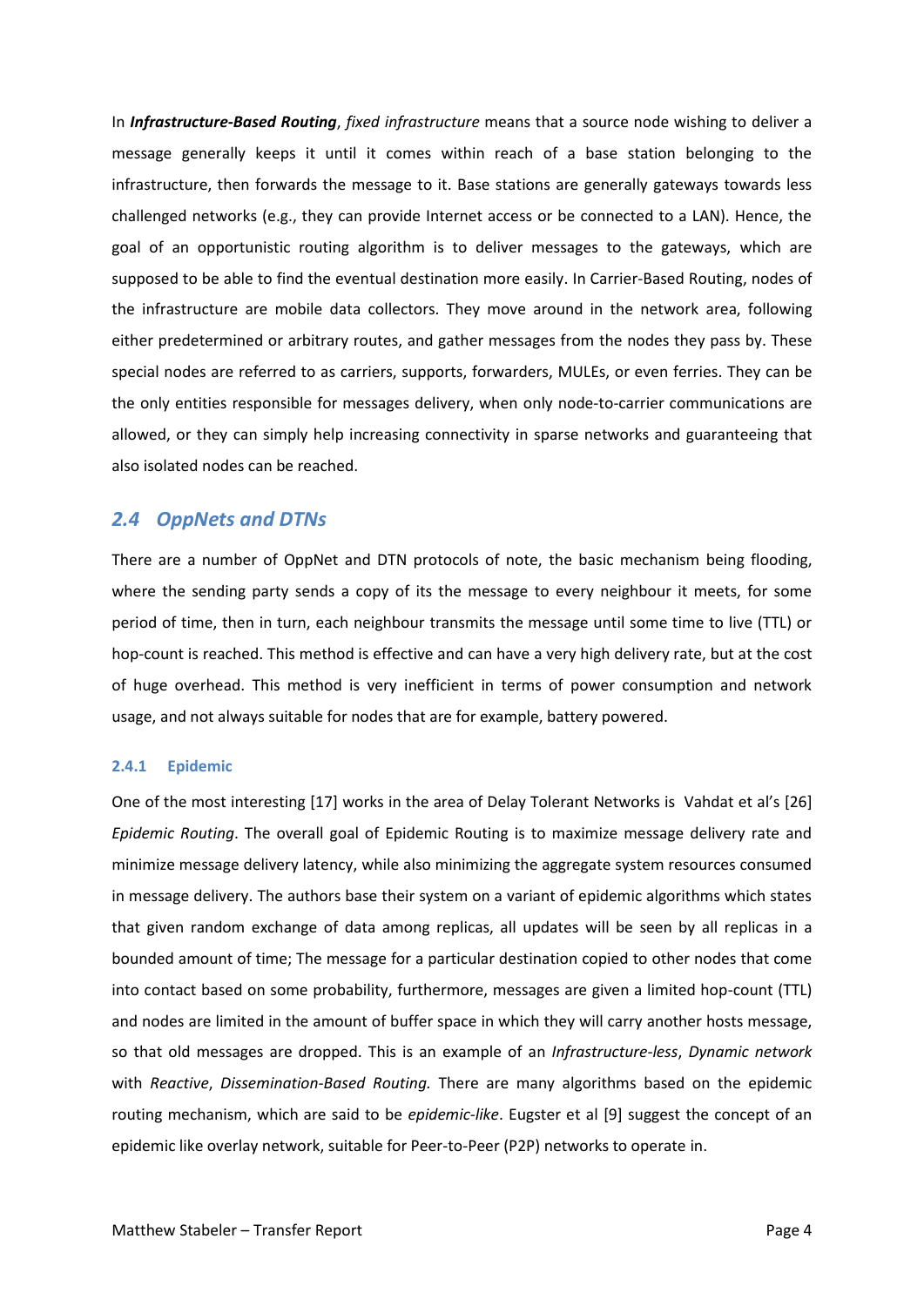In ***Infrastructure-Based Routing***, *fixed infrastructure* means that a source node wishing to deliver a message generally keeps it until it comes within reach of a base station belonging to the infrastructure, then forwards the message to it. Base stations are generally gateways towards less challenged networks (e.g., they can provide Internet access or be connected to a LAN). Hence, the goal of an opportunistic routing algorithm is to deliver messages to the gateways, which are supposed to be able to find the eventual destination more easily. In Carrier-Based Routing, nodes of the infrastructure are mobile data collectors. They move around in the network area, following either predetermined or arbitrary routes, and gather messages from the nodes they pass by. These special nodes are referred to as carriers, supports, forwarders, MULEs, or even ferries. They can be the only entities responsible for messages delivery, when only node-to-carrier communications are allowed, or they can simply help increasing connectivity in sparse networks and guaranteeing that also isolated nodes can be reached.

## *2.4 OppNets and DTNs*

There are a number of OppNet and DTN protocols of note, the basic mechanism being flooding, where the sending party sends a copy of its the message to every neighbour it meets, for some period of time, then in turn, each neighbour transmits the message until some time to live (TTL) or hop-count is reached. This method is effective and can have a very high delivery rate, but at the cost of huge overhead. This method is very inefficient in terms of power consumption and network usage, and not always suitable for nodes that are for example, battery powered.

### 2.4.1 Epidemic

One of the most interesting [17] works in the area of Delay Tolerant Networks is Vahdat et al's [26] *Epidemic Routing*. The overall goal of Epidemic Routing is to maximize message delivery rate and minimize message delivery latency, while also minimizing the aggregate system resources consumed in message delivery. The authors base their system on a variant of epidemic algorithms which states that given random exchange of data among replicas, all updates will be seen by all replicas in a bounded amount of time; The message for a particular destination copied to other nodes that come into contact based on some probability, furthermore, messages are given a limited hop-count (TTL) and nodes are limited in the amount of buffer space in which they will carry another hosts message, so that old messages are dropped. This is an example of an *Infrastructure-less*, *Dynamic network* with *Reactive*, *Dissemination-Based Routing.* There are many algorithms based on the epidemic routing mechanism, which are said to be *epidemic-like*. Eugster et al [9] suggest the concept of an epidemic like overlay network, suitable for Peer-to-Peer (P2P) networks to operate in.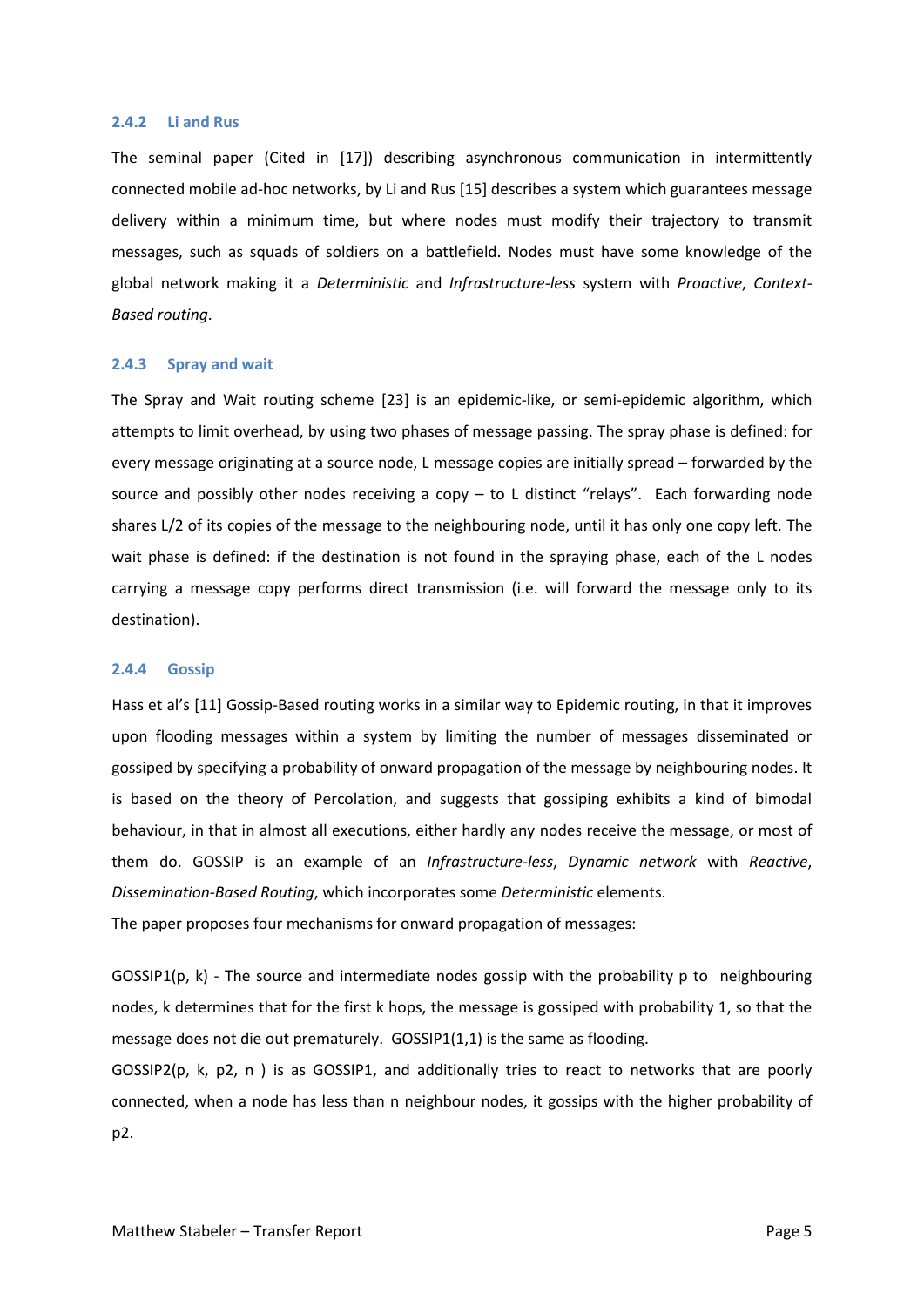### 2.4.2 Li and Rus

The seminal paper (Cited in [17]) describing asynchronous communication in intermittently connected mobile ad-hoc networks, by Li and Rus [15] describes a system which guarantees message delivery within a minimum time, but where nodes must modify their trajectory to transmit messages, such as squads of soldiers on a battlefield. Nodes must have some knowledge of the global network making it a *Deterministic* and *Infrastructure-less* system with *Proactive*, *Context-Based routing*.

### 2.4.3 Spray and wait

The Spray and Wait routing scheme [23] is an epidemic-like, or semi-epidemic algorithm, which attempts to limit overhead, by using two phases of message passing. The spray phase is defined: for every message originating at a source node, L message copies are initially spread – forwarded by the source and possibly other nodes receiving a copy – to L distinct "relays". Each forwarding node shares L/2 of its copies of the message to the neighbouring node, until it has only one copy left. The wait phase is defined: if the destination is not found in the spraying phase, each of the L nodes carrying a message copy performs direct transmission (i.e. will forward the message only to its destination).

### 2.4.4 Gossip

Hass et al's [11] Gossip-Based routing works in a similar way to Epidemic routing, in that it improves upon flooding messages within a system by limiting the number of messages disseminated or gossiped by specifying a probability of onward propagation of the message by neighbouring nodes. It is based on the theory of Percolation, and suggests that gossiping exhibits a kind of bimodal behaviour, in that in almost all executions, either hardly any nodes receive the message, or most of them do. GOSSIP is an example of an *Infrastructure-less*, *Dynamic network* with *Reactive*, *Dissemination-Based Routing*, which incorporates some *Deterministic* elements.

The paper proposes four mechanisms for onward propagation of messages:

GOSSIP1(p, k) - The source and intermediate nodes gossip with the probability p to neighbouring nodes, k determines that for the first k hops, the message is gossiped with probability 1, so that the message does not die out prematurely. GOSSIP1(1,1) is the same as flooding.

GOSSIP2(p, k, p2, n ) is as GOSSIP1, and additionally tries to react to networks that are poorly connected, when a node has less than n neighbour nodes, it gossips with the higher probability of p2.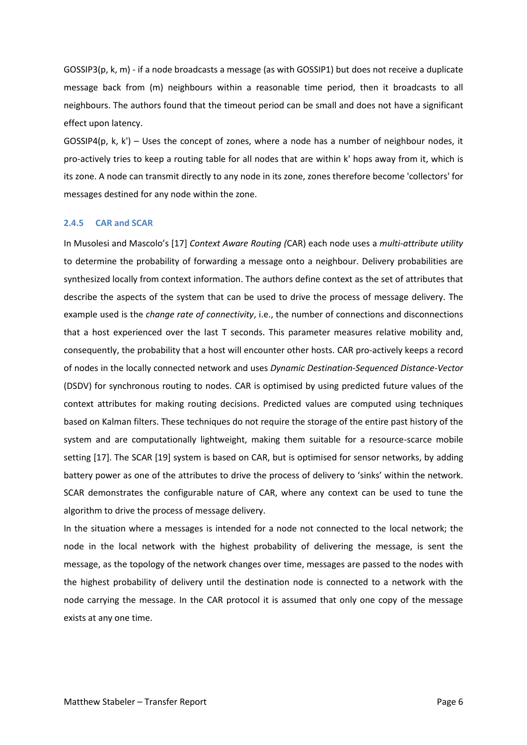GOSSIP3(p, k, m) - if a node broadcasts a message (as with GOSSIP1) but does not receive a duplicate message back from (m) neighbours within a reasonable time period, then it broadcasts to all neighbours. The authors found that the timeout period can be small and does not have a significant effect upon latency.

GOSSIP4(p, k, k') – Uses the concept of zones, where a node has a number of neighbour nodes, it pro-actively tries to keep a routing table for all nodes that are within k' hops away from it, which is its zone. A node can transmit directly to any node in its zone, zones therefore become 'collectors' for messages destined for any node within the zone.

### 2.4.5 CAR and SCAR

In Musolesi and Mascolo's [17] *Context Aware Routing (*CAR) each node uses a *multi-attribute utility* to determine the probability of forwarding a message onto a neighbour. Delivery probabilities are synthesized locally from context information. The authors define context as the set of attributes that describe the aspects of the system that can be used to drive the process of message delivery. The example used is the *change rate of connectivity*, i.e., the number of connections and disconnections that a host experienced over the last T seconds. This parameter measures relative mobility and, consequently, the probability that a host will encounter other hosts. CAR pro-actively keeps a record of nodes in the locally connected network and uses *Dynamic Destination-Sequenced Distance-Vector* (DSDV) for synchronous routing to nodes. CAR is optimised by using predicted future values of the context attributes for making routing decisions. Predicted values are computed using techniques based on Kalman filters. These techniques do not require the storage of the entire past history of the system and are computationally lightweight, making them suitable for a resource-scarce mobile setting [17]. The SCAR [19] system is based on CAR, but is optimised for sensor networks, by adding battery power as one of the attributes to drive the process of delivery to 'sinks' within the network. SCAR demonstrates the configurable nature of CAR, where any context can be used to tune the algorithm to drive the process of message delivery.

In the situation where a messages is intended for a node not connected to the local network; the node in the local network with the highest probability of delivering the message, is sent the message, as the topology of the network changes over time, messages are passed to the nodes with the highest probability of delivery until the destination node is connected to a network with the node carrying the message. In the CAR protocol it is assumed that only one copy of the message exists at any one time.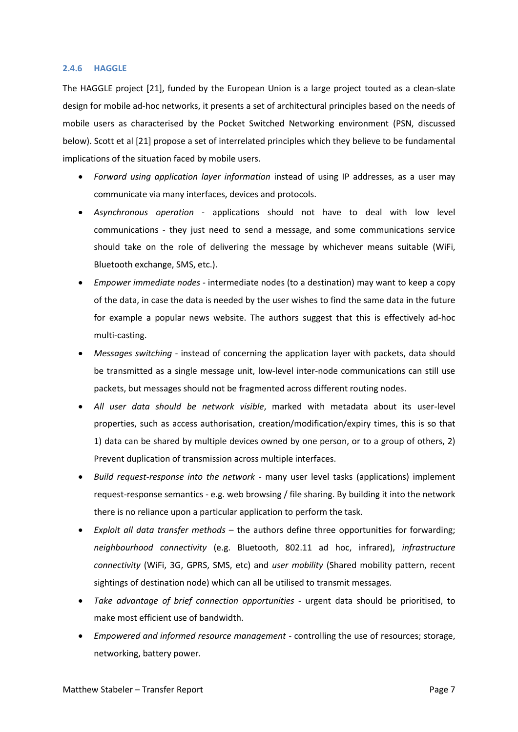### 2.4.6 HAGGLE

The HAGGLE project [21], funded by the European Union is a large project touted as a clean-slate design for mobile ad-hoc networks, it presents a set of architectural principles based on the needs of mobile users as characterised by the Pocket Switched Networking environment (PSN, discussed below). Scott et al [21] propose a set of interrelated principles which they believe to be fundamental implications of the situation faced by mobile users.

- *Forward using application layer information* instead of using IP addresses, as a user may communicate via many interfaces, devices and protocols.
- *Asynchronous operation* - applications should not have to deal with low level communications - they just need to send a message, and some communications service should take on the role of delivering the message by whichever means suitable (WiFi, Bluetooth exchange, SMS, etc.).
- *Empower immediate nodes* - intermediate nodes (to a destination) may want to keep a copy of the data, in case the data is needed by the user wishes to find the same data in the future for example a popular news website. The authors suggest that this is effectively ad-hoc multi-casting.
- *Messages switching* - instead of concerning the application layer with packets, data should be transmitted as a single message unit, low-level inter-node communications can still use packets, but messages should not be fragmented across different routing nodes.
- *All user data should be network visible*, marked with metadata about its user-level properties, such as access authorisation, creation/modification/expiry times, this is so that 1) data can be shared by multiple devices owned by one person, or to a group of others, 2) Prevent duplication of transmission across multiple interfaces.
- *Build request-response into the network* - many user level tasks (applications) implement request-response semantics - e.g. web browsing / file sharing. By building it into the network there is no reliance upon a particular application to perform the task.
- *Exploit all data transfer methods* – the authors define three opportunities for forwarding; *neighbourhood connectivity* (e.g. Bluetooth, 802.11 ad hoc, infrared), *infrastructure connectivity* (WiFi, 3G, GPRS, SMS, etc) and *user mobility* (Shared mobility pattern, recent sightings of destination node) which can all be utilised to transmit messages.
- *Take advantage of brief connection opportunities* - urgent data should be prioritised, to make most efficient use of bandwidth.
- *Empowered and informed resource management* - controlling the use of resources; storage, networking, battery power.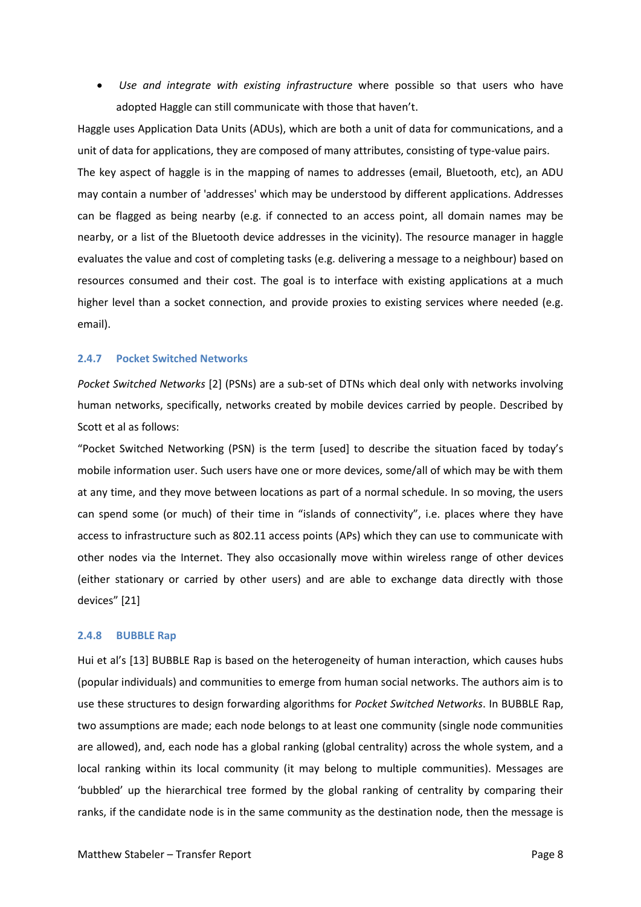- *Use and integrate with existing infrastructure* where possible so that users who have adopted Haggle can still communicate with those that haven't.

Haggle uses Application Data Units (ADUs), which are both a unit of data for communications, and a unit of data for applications, they are composed of many attributes, consisting of type-value pairs.

The key aspect of haggle is in the mapping of names to addresses (email, Bluetooth, etc), an ADU may contain a number of 'addresses' which may be understood by different applications. Addresses can be flagged as being nearby (e.g. if connected to an access point, all domain names may be nearby, or a list of the Bluetooth device addresses in the vicinity). The resource manager in haggle evaluates the value and cost of completing tasks (e.g. delivering a message to a neighbour) based on resources consumed and their cost. The goal is to interface with existing applications at a much higher level than a socket connection, and provide proxies to existing services where needed (e.g. email).

### 2.4.7 Pocket Switched Networks

*Pocket Switched Networks* [2] (PSNs) are a sub-set of DTNs which deal only with networks involving human networks, specifically, networks created by mobile devices carried by people. Described by Scott et al as follows:

"Pocket Switched Networking (PSN) is the term [used] to describe the situation faced by today's mobile information user. Such users have one or more devices, some/all of which may be with them at any time, and they move between locations as part of a normal schedule. In so moving, the users can spend some (or much) of their time in "islands of connectivity", i.e. places where they have access to infrastructure such as 802.11 access points (APs) which they can use to communicate with other nodes via the Internet. They also occasionally move within wireless range of other devices (either stationary or carried by other users) and are able to exchange data directly with those devices" [21]

### 2.4.8 BUBBLE Rap

Hui et al's [13] BUBBLE Rap is based on the heterogeneity of human interaction, which causes hubs (popular individuals) and communities to emerge from human social networks. The authors aim is to use these structures to design forwarding algorithms for *Pocket Switched Networks*. In BUBBLE Rap, two assumptions are made; each node belongs to at least one community (single node communities are allowed), and, each node has a global ranking (global centrality) across the whole system, and a local ranking within its local community (it may belong to multiple communities). Messages are 'bubbled' up the hierarchical tree formed by the global ranking of centrality by comparing their ranks, if the candidate node is in the same community as the destination node, then the message is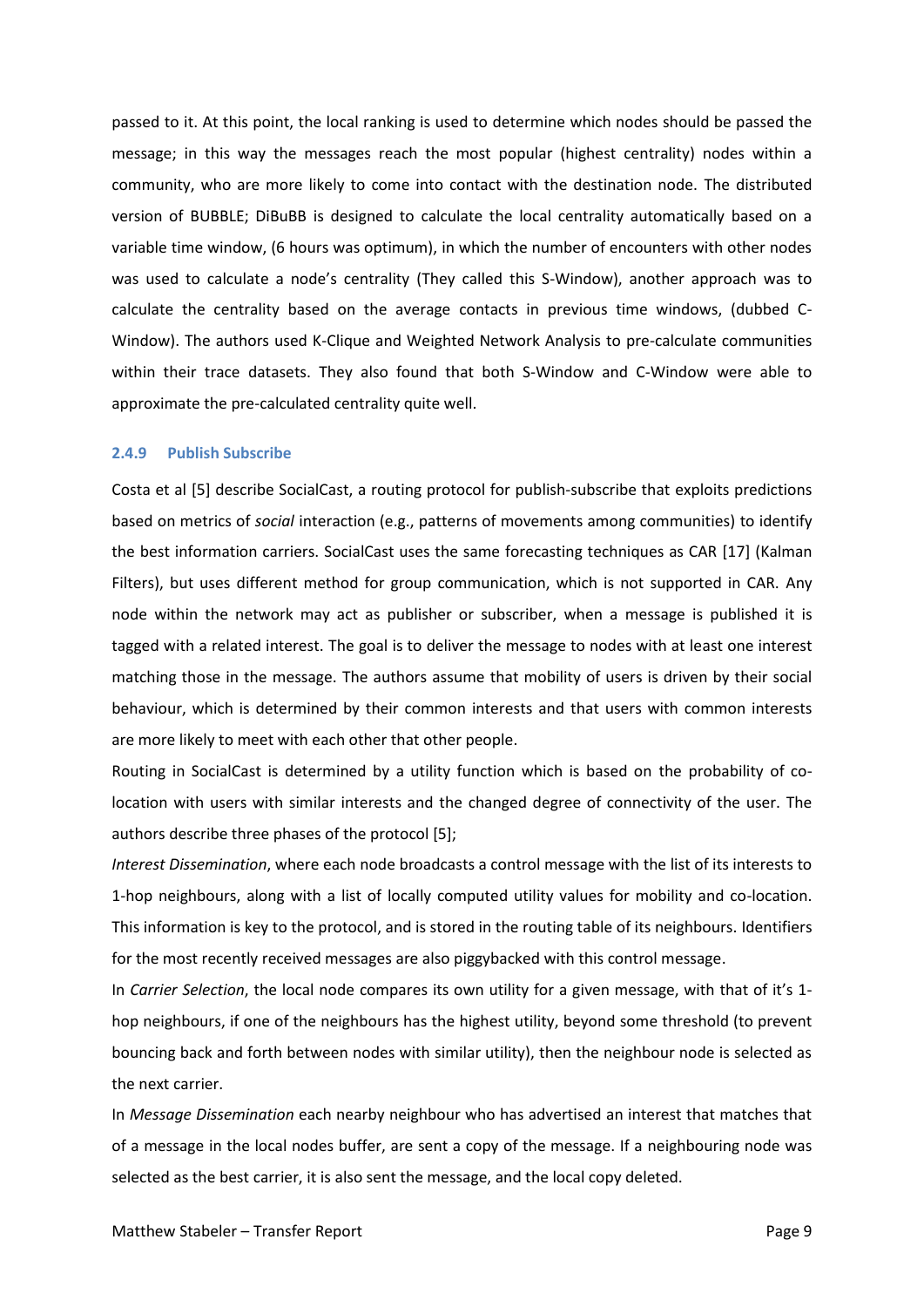passed to it. At this point, the local ranking is used to determine which nodes should be passed the message; in this way the messages reach the most popular (highest centrality) nodes within a community, who are more likely to come into contact with the destination node. The distributed version of BUBBLE; DiBuBB is designed to calculate the local centrality automatically based on a variable time window, (6 hours was optimum), in which the number of encounters with other nodes was used to calculate a node's centrality (They called this S-Window), another approach was to calculate the centrality based on the average contacts in previous time windows, (dubbed C-Window). The authors used K-Clique and Weighted Network Analysis to pre-calculate communities within their trace datasets. They also found that both S-Window and C-Window were able to approximate the pre-calculated centrality quite well.

#### 2.4.9 Publish Subscribe

Costa et al [5] describe SocialCast, a routing protocol for publish-subscribe that exploits predictions based on metrics of *social* interaction (e.g., patterns of movements among communities) to identify the best information carriers. SocialCast uses the same forecasting techniques as CAR [17] (Kalman Filters), but uses different method for group communication, which is not supported in CAR. Any node within the network may act as publisher or subscriber, when a message is published it is tagged with a related interest. The goal is to deliver the message to nodes with at least one interest matching those in the message. The authors assume that mobility of users is driven by their social behaviour, which is determined by their common interests and that users with common interests are more likely to meet with each other that other people.

Routing in SocialCast is determined by a utility function which is based on the probability of co-location with users with similar interests and the changed degree of connectivity of the user. The authors describe three phases of the protocol [5];

*Interest Dissemination*, where each node broadcasts a control message with the list of its interests to 1-hop neighbours, along with a list of locally computed utility values for mobility and co-location. This information is key to the protocol, and is stored in the routing table of its neighbours. Identifiers for the most recently received messages are also piggybacked with this control message.

In *Carrier Selection*, the local node compares its own utility for a given message, with that of it's 1-hop neighbours, if one of the neighbours has the highest utility, beyond some threshold (to prevent bouncing back and forth between nodes with similar utility), then the neighbour node is selected as the next carrier.

In *Message Dissemination* each nearby neighbour who has advertised an interest that matches that of a message in the local nodes buffer, are sent a copy of the message. If a neighbouring node was selected as the best carrier, it is also sent the message, and the local copy deleted.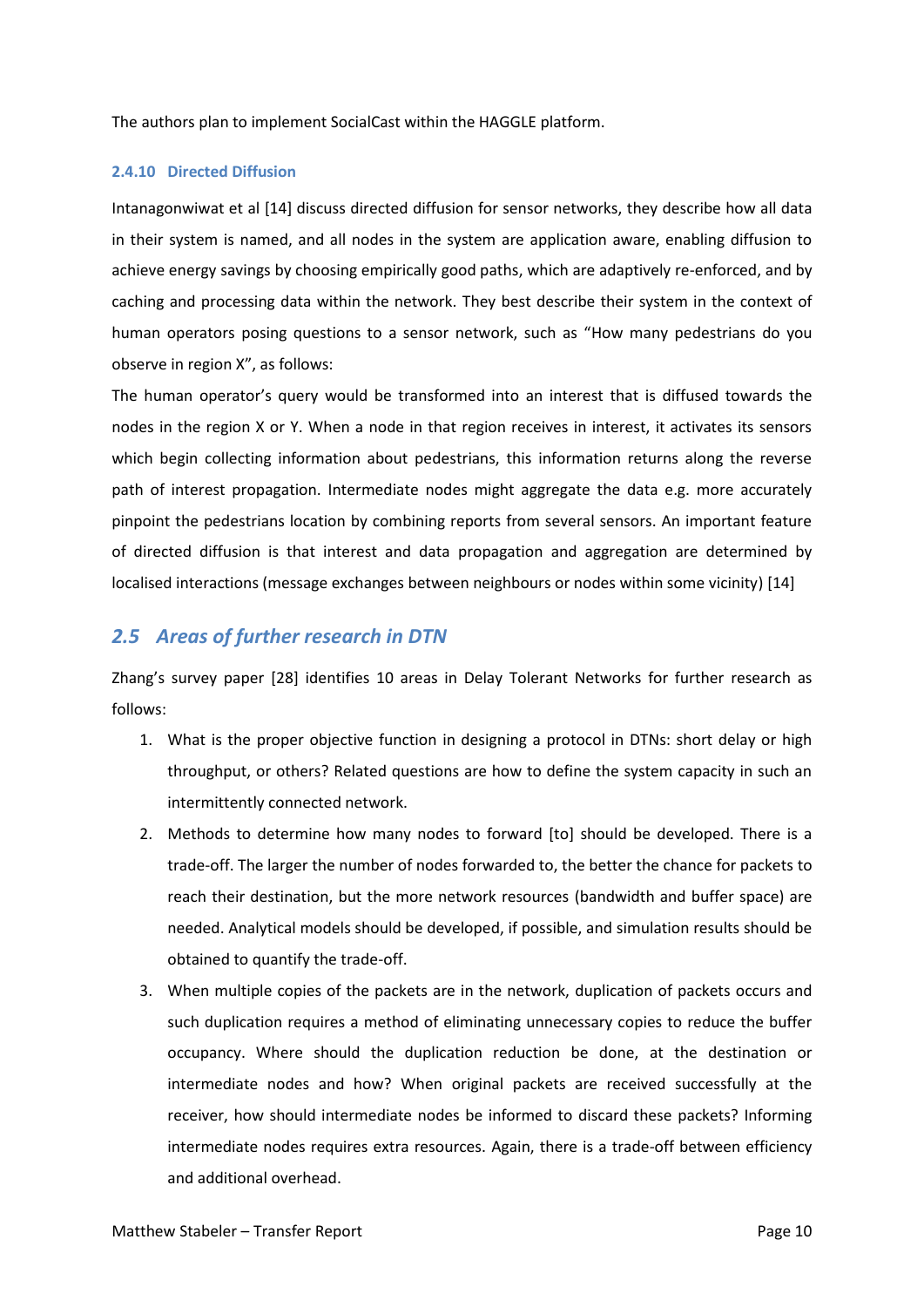The authors plan to implement SocialCast within the HAGGLE platform.

### 2.4.10 Directed Diffusion

Intanagonwiwat et al [14] discuss directed diffusion for sensor networks, they describe how all data in their system is named, and all nodes in the system are application aware, enabling diffusion to achieve energy savings by choosing empirically good paths, which are adaptively re-enforced, and by caching and processing data within the network. They best describe their system in the context of human operators posing questions to a sensor network, such as "How many pedestrians do you observe in region X", as follows:

The human operator's query would be transformed into an interest that is diffused towards the nodes in the region X or Y. When a node in that region receives in interest, it activates its sensors which begin collecting information about pedestrians, this information returns along the reverse path of interest propagation. Intermediate nodes might aggregate the data e.g. more accurately pinpoint the pedestrians location by combining reports from several sensors. An important feature of directed diffusion is that interest and data propagation and aggregation are determined by localised interactions (message exchanges between neighbours or nodes within some vicinity) [14]

## *2.5 Areas of further research in DTN*

Zhang's survey paper [28] identifies 10 areas in Delay Tolerant Networks for further research as follows:

1. What is the proper objective function in designing a protocol in DTNs: short delay or high throughput, or others? Related questions are how to define the system capacity in such an intermittently connected network.
2. Methods to determine how many nodes to forward [to] should be developed. There is a trade-off. The larger the number of nodes forwarded to, the better the chance for packets to reach their destination, but the more network resources (bandwidth and buffer space) are needed. Analytical models should be developed, if possible, and simulation results should be obtained to quantify the trade-off.
3. When multiple copies of the packets are in the network, duplication of packets occurs and such duplication requires a method of eliminating unnecessary copies to reduce the buffer occupancy. Where should the duplication reduction be done, at the destination or intermediate nodes and how? When original packets are received successfully at the receiver, how should intermediate nodes be informed to discard these packets? Informing intermediate nodes requires extra resources. Again, there is a trade-off between efficiency and additional overhead.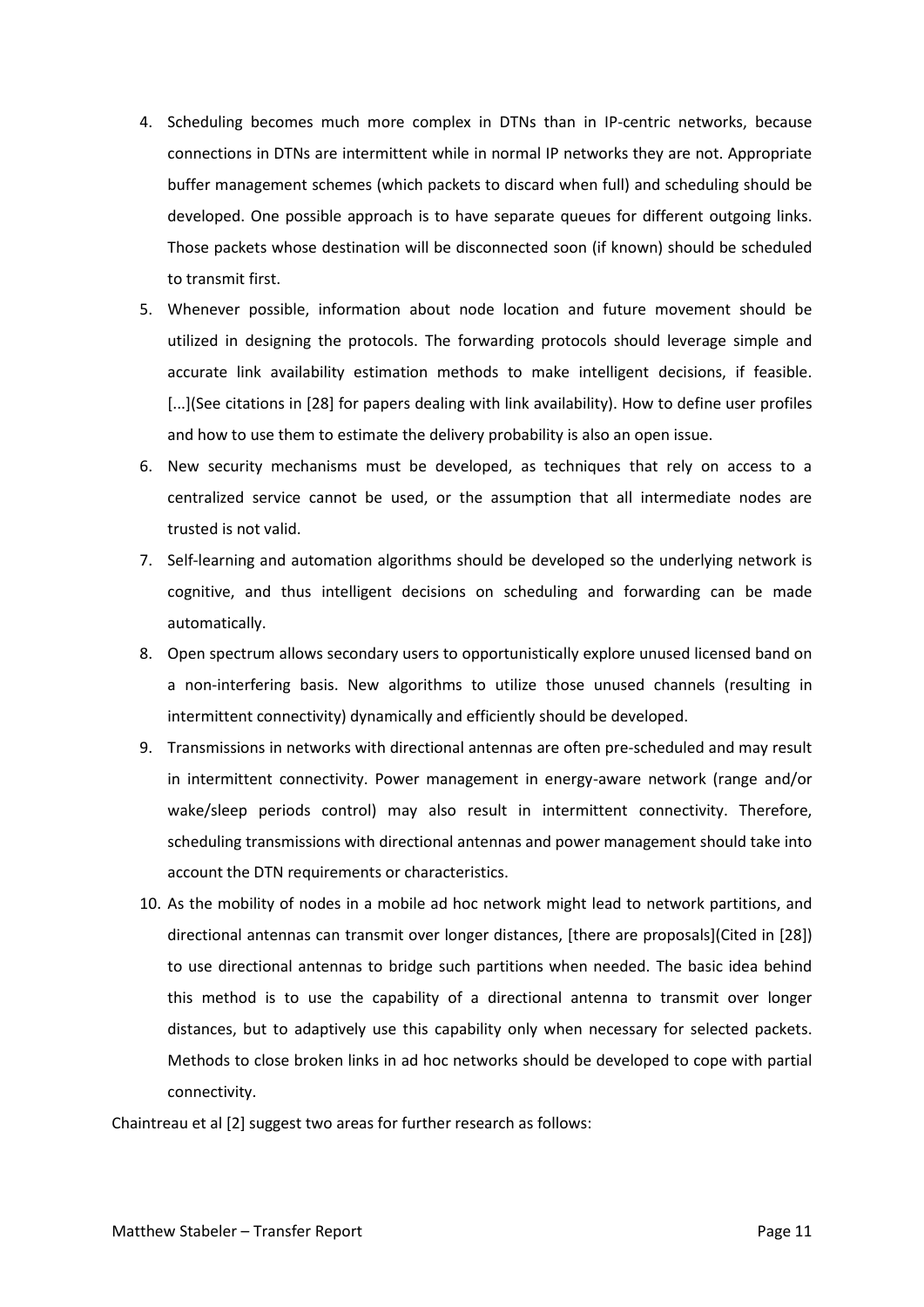4. Scheduling becomes much more complex in DTNs than in IP-centric networks, because connections in DTNs are intermittent while in normal IP networks they are not. Appropriate buffer management schemes (which packets to discard when full) and scheduling should be developed. One possible approach is to have separate queues for different outgoing links. Those packets whose destination will be disconnected soon (if known) should be scheduled to transmit first.
5. Whenever possible, information about node location and future movement should be utilized in designing the protocols. The forwarding protocols should leverage simple and accurate link availability estimation methods to make intelligent decisions, if feasible. [...](See citations in [28] for papers dealing with link availability). How to define user profiles and how to use them to estimate the delivery probability is also an open issue.
6. New security mechanisms must be developed, as techniques that rely on access to a centralized service cannot be used, or the assumption that all intermediate nodes are trusted is not valid.
7. Self-learning and automation algorithms should be developed so the underlying network is cognitive, and thus intelligent decisions on scheduling and forwarding can be made automatically.
8. Open spectrum allows secondary users to opportunistically explore unused licensed band on a non-interfering basis. New algorithms to utilize those unused channels (resulting in intermittent connectivity) dynamically and efficiently should be developed.
9. Transmissions in networks with directional antennas are often pre-scheduled and may result in intermittent connectivity. Power management in energy-aware network (range and/or wake/sleep periods control) may also result in intermittent connectivity. Therefore, scheduling transmissions with directional antennas and power management should take into account the DTN requirements or characteristics.
10. As the mobility of nodes in a mobile ad hoc network might lead to network partitions, and directional antennas can transmit over longer distances, [there are proposals](Cited in [28]) to use directional antennas to bridge such partitions when needed. The basic idea behind this method is to use the capability of a directional antenna to transmit over longer distances, but to adaptively use this capability only when necessary for selected packets. Methods to close broken links in ad hoc networks should be developed to cope with partial connectivity.

Chaintreau et al [2] suggest two areas for further research as follows: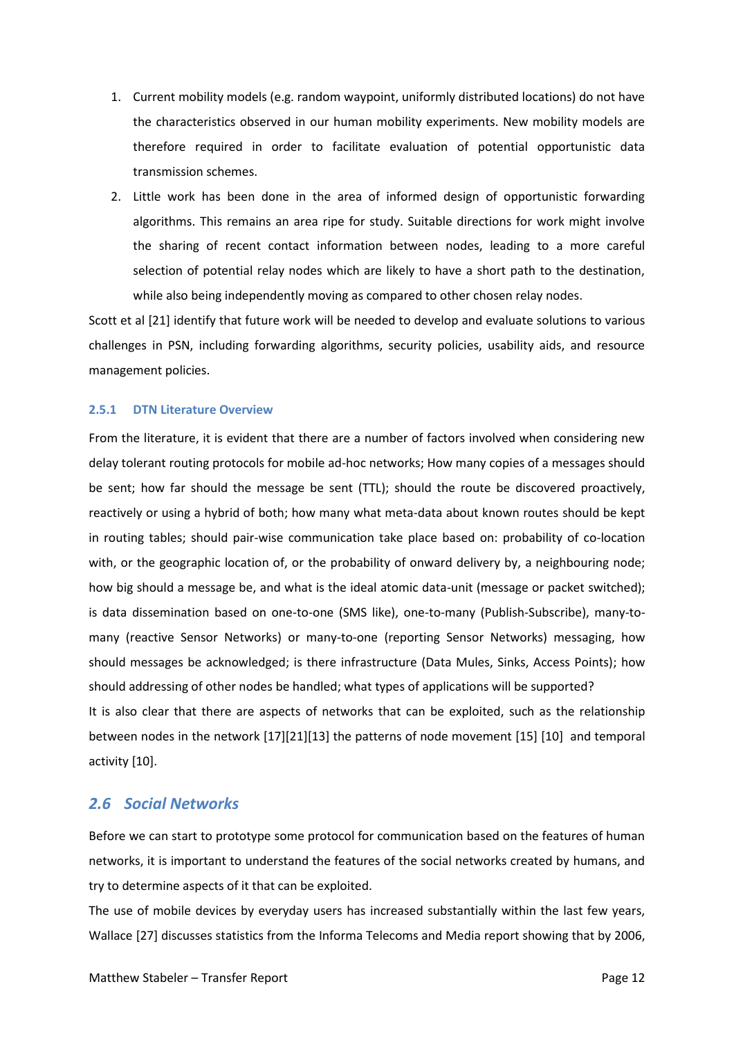1. Current mobility models (e.g. random waypoint, uniformly distributed locations) do not have the characteristics observed in our human mobility experiments. New mobility models are therefore required in order to facilitate evaluation of potential opportunistic data transmission schemes.
2. Little work has been done in the area of informed design of opportunistic forwarding algorithms. This remains an area ripe for study. Suitable directions for work might involve the sharing of recent contact information between nodes, leading to a more careful selection of potential relay nodes which are likely to have a short path to the destination, while also being independently moving as compared to other chosen relay nodes.

Scott et al [21] identify that future work will be needed to develop and evaluate solutions to various challenges in PSN, including forwarding algorithms, security policies, usability aids, and resource management policies.

### 2.5.1 DTN Literature Overview

From the literature, it is evident that there are a number of factors involved when considering new delay tolerant routing protocols for mobile ad-hoc networks; How many copies of a messages should be sent; how far should the message be sent (TTL); should the route be discovered proactively, reactively or using a hybrid of both; how many what meta-data about known routes should be kept in routing tables; should pair-wise communication take place based on: probability of co-location with, or the geographic location of, or the probability of onward delivery by, a neighbouring node; how big should a message be, and what is the ideal atomic data-unit (message or packet switched); is data dissemination based on one-to-one (SMS like), one-to-many (Publish-Subscribe), many-to-many (reactive Sensor Networks) or many-to-one (reporting Sensor Networks) messaging, how should messages be acknowledged; is there infrastructure (Data Mules, Sinks, Access Points); how should addressing of other nodes be handled; what types of applications will be supported?

It is also clear that there are aspects of networks that can be exploited, such as the relationship between nodes in the network [17][21][13] the patterns of node movement [15] [10] and temporal activity [10].

## 2.6 Social Networks

Before we can start to prototype some protocol for communication based on the features of human networks, it is important to understand the features of the social networks created by humans, and try to determine aspects of it that can be exploited.

The use of mobile devices by everyday users has increased substantially within the last few years, Wallace [27] discusses statistics from the Informa Telecoms and Media report showing that by 2006,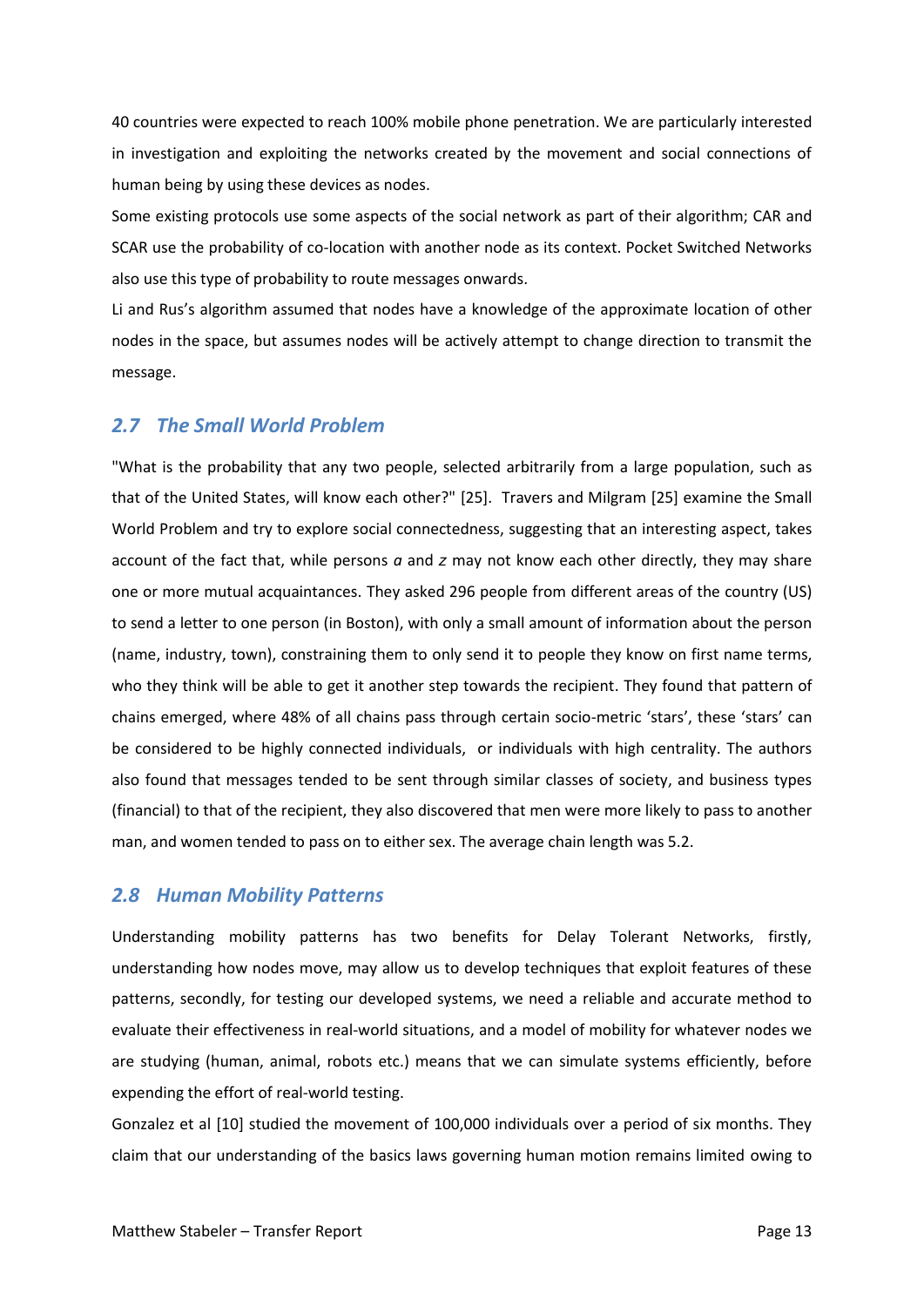40 countries were expected to reach 100% mobile phone penetration. We are particularly interested in investigation and exploiting the networks created by the movement and social connections of human being by using these devices as nodes.

Some existing protocols use some aspects of the social network as part of their algorithm; CAR and SCAR use the probability of co-location with another node as its context. Pocket Switched Networks also use this type of probability to route messages onwards.

Li and Rus's algorithm assumed that nodes have a knowledge of the approximate location of other nodes in the space, but assumes nodes will be actively attempt to change direction to transmit the message.

## *2.7 The Small World Problem*

"What is the probability that any two people, selected arbitrarily from a large population, such as that of the United States, will know each other?" [25]. Travers and Milgram [25] examine the Small World Problem and try to explore social connectedness, suggesting that an interesting aspect, takes account of the fact that, while persons *a* and *z* may not know each other directly, they may share one or more mutual acquaintances. They asked 296 people from different areas of the country (US) to send a letter to one person (in Boston), with only a small amount of information about the person (name, industry, town), constraining them to only send it to people they know on first name terms, who they think will be able to get it another step towards the recipient. They found that pattern of chains emerged, where 48% of all chains pass through certain socio-metric 'stars', these 'stars' can be considered to be highly connected individuals, or individuals with high centrality. The authors also found that messages tended to be sent through similar classes of society, and business types (financial) to that of the recipient, they also discovered that men were more likely to pass to another man, and women tended to pass on to either sex. The average chain length was 5.2.

## *2.8 Human Mobility Patterns*

Understanding mobility patterns has two benefits for Delay Tolerant Networks, firstly, understanding how nodes move, may allow us to develop techniques that exploit features of these patterns, secondly, for testing our developed systems, we need a reliable and accurate method to evaluate their effectiveness in real-world situations, and a model of mobility for whatever nodes we are studying (human, animal, robots etc.) means that we can simulate systems efficiently, before expending the effort of real-world testing.

Gonzalez et al [10] studied the movement of 100,000 individuals over a period of six months. They claim that our understanding of the basics laws governing human motion remains limited owing to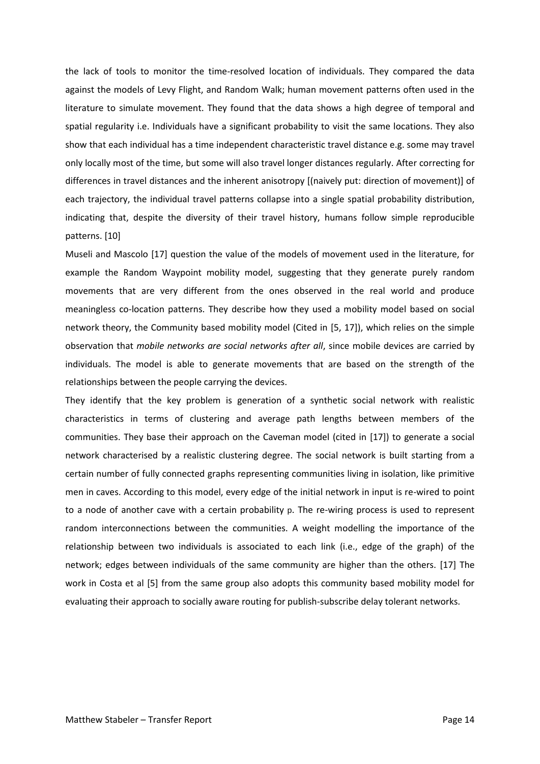the lack of tools to monitor the time-resolved location of individuals. They compared the data against the models of Levy Flight, and Random Walk; human movement patterns often used in the literature to simulate movement. They found that the data shows a high degree of temporal and spatial regularity i.e. Individuals have a significant probability to visit the same locations. They also show that each individual has a time independent characteristic travel distance e.g. some may travel only locally most of the time, but some will also travel longer distances regularly. After correcting for differences in travel distances and the inherent anisotropy [(naively put: direction of movement)] of each trajectory, the individual travel patterns collapse into a single spatial probability distribution, indicating that, despite the diversity of their travel history, humans follow simple reproducible patterns. [10]

Museli and Mascolo [17] question the value of the models of movement used in the literature, for example the Random Waypoint mobility model, suggesting that they generate purely random movements that are very different from the ones observed in the real world and produce meaningless co-location patterns. They describe how they used a mobility model based on social network theory, the Community based mobility model (Cited in [5, 17]), which relies on the simple observation that *mobile networks are social networks after all*, since mobile devices are carried by individuals. The model is able to generate movements that are based on the strength of the relationships between the people carrying the devices.

They identify that the key problem is generation of a synthetic social network with realistic characteristics in terms of clustering and average path lengths between members of the communities. They base their approach on the Caveman model (cited in [17]) to generate a social network characterised by a realistic clustering degree. The social network is built starting from a certain number of fully connected graphs representing communities living in isolation, like primitive men in caves. According to this model, every edge of the initial network in input is re-wired to point to a node of another cave with a certain probability p. The re-wiring process is used to represent random interconnections between the communities. A weight modelling the importance of the relationship between two individuals is associated to each link (i.e., edge of the graph) of the network; edges between individuals of the same community are higher than the others. [17] The work in Costa et al [5] from the same group also adopts this community based mobility model for evaluating their approach to socially aware routing for publish-subscribe delay tolerant networks.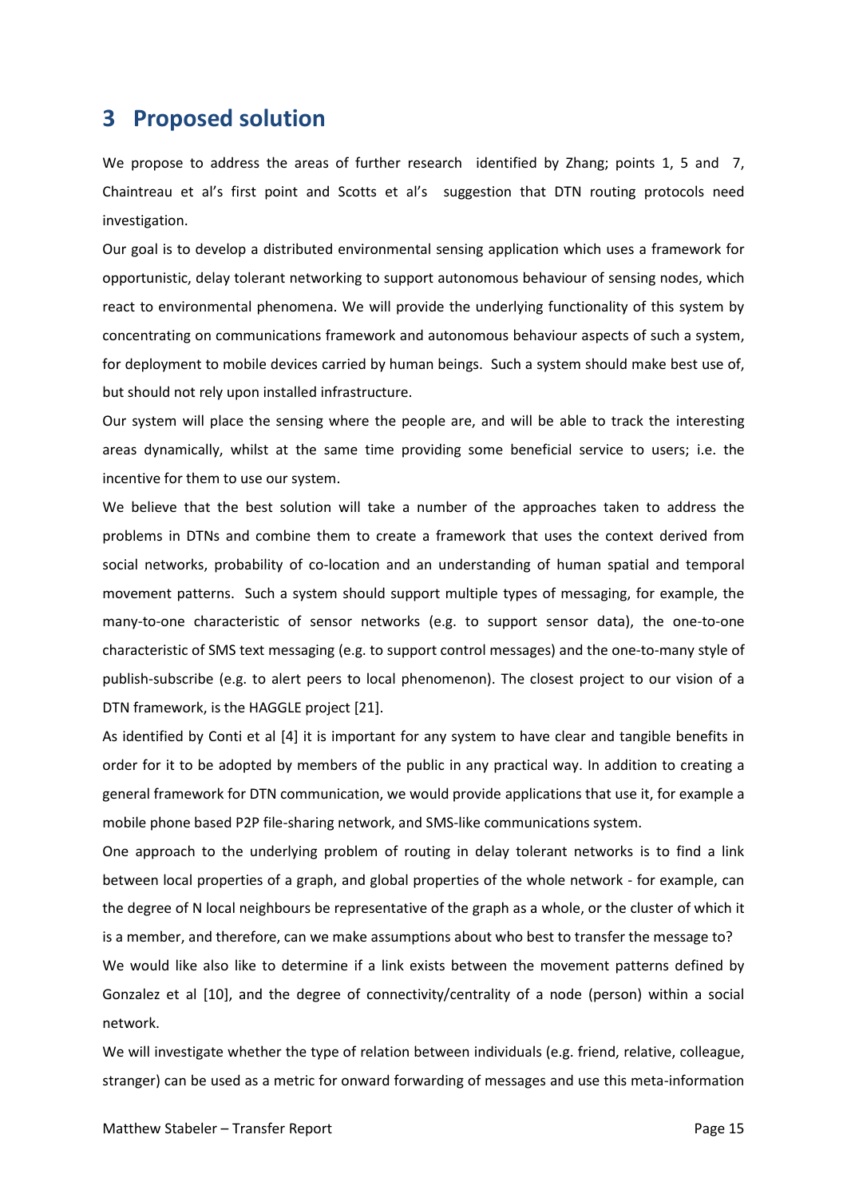# 3 Proposed solution

We propose to address the areas of further research identified by Zhang; points 1, 5 and 7, Chaintreau et al's first point and Scotts et al's suggestion that DTN routing protocols need investigation.

Our goal is to develop a distributed environmental sensing application which uses a framework for opportunistic, delay tolerant networking to support autonomous behaviour of sensing nodes, which react to environmental phenomena. We will provide the underlying functionality of this system by concentrating on communications framework and autonomous behaviour aspects of such a system, for deployment to mobile devices carried by human beings. Such a system should make best use of, but should not rely upon installed infrastructure.

Our system will place the sensing where the people are, and will be able to track the interesting areas dynamically, whilst at the same time providing some beneficial service to users; i.e. the incentive for them to use our system.

We believe that the best solution will take a number of the approaches taken to address the problems in DTNs and combine them to create a framework that uses the context derived from social networks, probability of co-location and an understanding of human spatial and temporal movement patterns. Such a system should support multiple types of messaging, for example, the many-to-one characteristic of sensor networks (e.g. to support sensor data), the one-to-one characteristic of SMS text messaging (e.g. to support control messages) and the one-to-many style of publish-subscribe (e.g. to alert peers to local phenomenon). The closest project to our vision of a DTN framework, is the HAGGLE project [21].

As identified by Conti et al [4] it is important for any system to have clear and tangible benefits in order for it to be adopted by members of the public in any practical way. In addition to creating a general framework for DTN communication, we would provide applications that use it, for example a mobile phone based P2P file-sharing network, and SMS-like communications system.

One approach to the underlying problem of routing in delay tolerant networks is to find a link between local properties of a graph, and global properties of the whole network - for example, can the degree of N local neighbours be representative of the graph as a whole, or the cluster of which it is a member, and therefore, can we make assumptions about who best to transfer the message to?

We would like also like to determine if a link exists between the movement patterns defined by Gonzalez et al [10], and the degree of connectivity/centrality of a node (person) within a social network.

We will investigate whether the type of relation between individuals (e.g. friend, relative, colleague, stranger) can be used as a metric for onward forwarding of messages and use this meta-information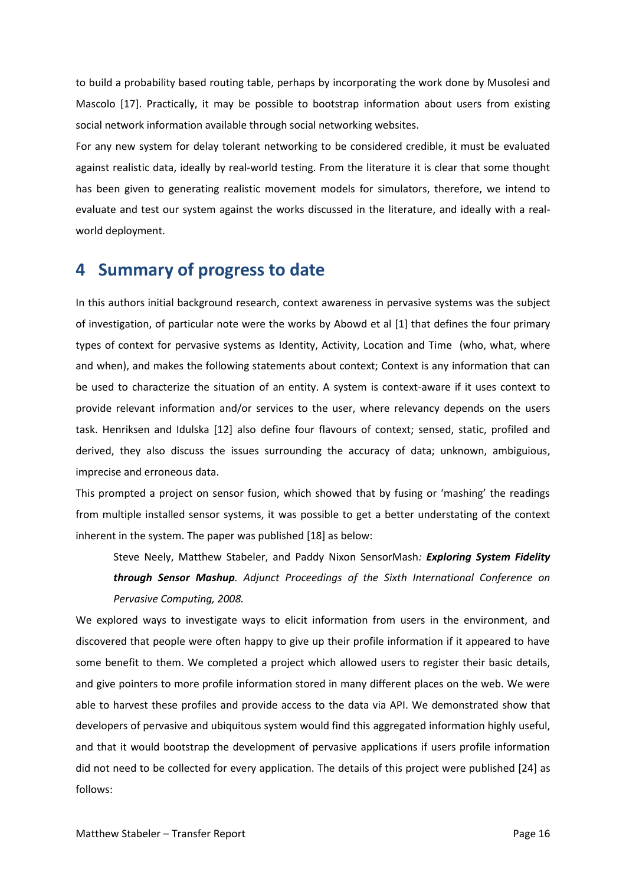to build a probability based routing table, perhaps by incorporating the work done by Musolesi and Mascolo [17]. Practically, it may be possible to bootstrap information about users from existing social network information available through social networking websites.

For any new system for delay tolerant networking to be considered credible, it must be evaluated against realistic data, ideally by real-world testing. From the literature it is clear that some thought has been given to generating realistic movement models for simulators, therefore, we intend to evaluate and test our system against the works discussed in the literature, and ideally with a real-world deployment.

# 4 Summary of progress to date

In this authors initial background research, context awareness in pervasive systems was the subject of investigation, of particular note were the works by Abowd et al [1] that defines the four primary types of context for pervasive systems as Identity, Activity, Location and Time (who, what, where and when), and makes the following statements about context; Context is any information that can be used to characterize the situation of an entity. A system is context-aware if it uses context to provide relevant information and/or services to the user, where relevancy depends on the users task. Henriksen and Idulska [12] also define four flavours of context; sensed, static, profiled and derived, they also discuss the issues surrounding the accuracy of data; unknown, ambiguious, imprecise and erroneous data.

This prompted a project on sensor fusion, which showed that by fusing or 'mashing' the readings from multiple installed sensor systems, it was possible to get a better understating of the context inherent in the system. The paper was published [18] as below:

> Steve Neely, Matthew Stabeler, and Paddy Nixon SensorMash*: **Exploring System Fidelity through Sensor Mashup**. Adjunct Proceedings of the Sixth International Conference on Pervasive Computing, 2008.*

We explored ways to investigate ways to elicit information from users in the environment, and discovered that people were often happy to give up their profile information if it appeared to have some benefit to them. We completed a project which allowed users to register their basic details, and give pointers to more profile information stored in many different places on the web. We were able to harvest these profiles and provide access to the data via API. We demonstrated show that developers of pervasive and ubiquitous system would find this aggregated information highly useful, and that it would bootstrap the development of pervasive applications if users profile information did not need to be collected for every application. The details of this project were published [24] as follows: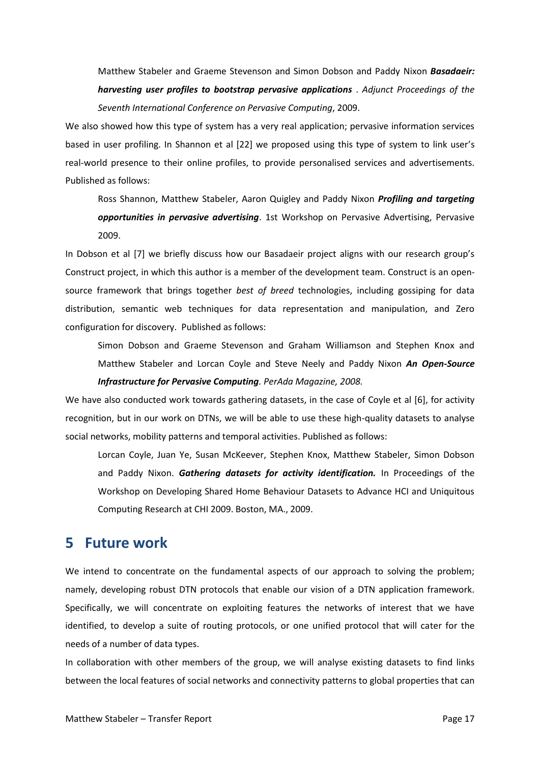> Matthew Stabeler and Graeme Stevenson and Simon Dobson and Paddy Nixon ***Basadaeir: harvesting user profiles to bootstrap pervasive applications*** . *Adjunct Proceedings of the Seventh International Conference on Pervasive Computing*, 2009.

We also showed how this type of system has a very real application; pervasive information services based in user profiling. In Shannon et al [22] we proposed using this type of system to link user's real-world presence to their online profiles, to provide personalised services and advertisements. Published as follows:

> Ross Shannon, Matthew Stabeler, Aaron Quigley and Paddy Nixon ***Profiling and targeting opportunities in pervasive advertising***. 1st Workshop on Pervasive Advertising, Pervasive 2009.

In Dobson et al [7] we briefly discuss how our Basadaeir project aligns with our research group's Construct project, in which this author is a member of the development team. Construct is an open-source framework that brings together *best of breed* technologies, including gossiping for data distribution, semantic web techniques for data representation and manipulation, and Zero configuration for discovery. Published as follows:

> Simon Dobson and Graeme Stevenson and Graham Williamson and Stephen Knox and Matthew Stabeler and Lorcan Coyle and Steve Neely and Paddy Nixon ***An Open-Source Infrastructure for Pervasive Computing****. PerAda Magazine, 2008.*

We have also conducted work towards gathering datasets, in the case of Coyle et al [6], for activity recognition, but in our work on DTNs, we will be able to use these high-quality datasets to analyse social networks, mobility patterns and temporal activities. Published as follows:

> Lorcan Coyle, Juan Ye, Susan McKeever, Stephen Knox, Matthew Stabeler, Simon Dobson and Paddy Nixon. ***Gathering datasets for activity identification.*** In Proceedings of the Workshop on Developing Shared Home Behaviour Datasets to Advance HCI and Uniqitous Computing Research at CHI 2009. Boston, MA., 2009.

# 5 Future work

We intend to concentrate on the fundamental aspects of our approach to solving the problem; namely, developing robust DTN protocols that enable our vision of a DTN application framework. Specifically, we will concentrate on exploiting features the networks of interest that we have identified, to develop a suite of routing protocols, or one unified protocol that will cater for the needs of a number of data types.

In collaboration with other members of the group, we will analyse existing datasets to find links between the local features of social networks and connectivity patterns to global properties that can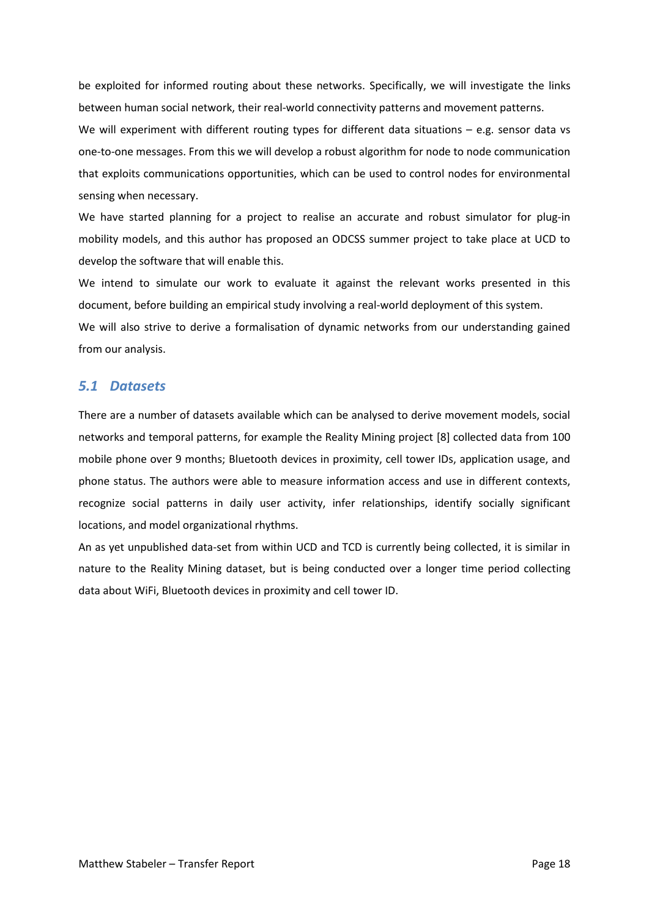be exploited for informed routing about these networks. Specifically, we will investigate the links between human social network, their real-world connectivity patterns and movement patterns.

We will experiment with different routing types for different data situations – e.g. sensor data vs one-to-one messages. From this we will develop a robust algorithm for node to node communication that exploits communications opportunities, which can be used to control nodes for environmental sensing when necessary.

We have started planning for a project to realise an accurate and robust simulator for plug-in mobility models, and this author has proposed an ODCSS summer project to take place at UCD to develop the software that will enable this.

We intend to simulate our work to evaluate it against the relevant works presented in this document, before building an empirical study involving a real-world deployment of this system.

We will also strive to derive a formalisation of dynamic networks from our understanding gained from our analysis.

## *5.1 Datasets*

There are a number of datasets available which can be analysed to derive movement models, social networks and temporal patterns, for example the Reality Mining project [8] collected data from 100 mobile phone over 9 months; Bluetooth devices in proximity, cell tower IDs, application usage, and phone status. The authors were able to measure information access and use in different contexts, recognize social patterns in daily user activity, infer relationships, identify socially significant locations, and model organizational rhythms.

An as yet unpublished data-set from within UCD and TCD is currently being collected, it is similar in nature to the Reality Mining dataset, but is being conducted over a longer time period collecting data about WiFi, Bluetooth devices in proximity and cell tower ID.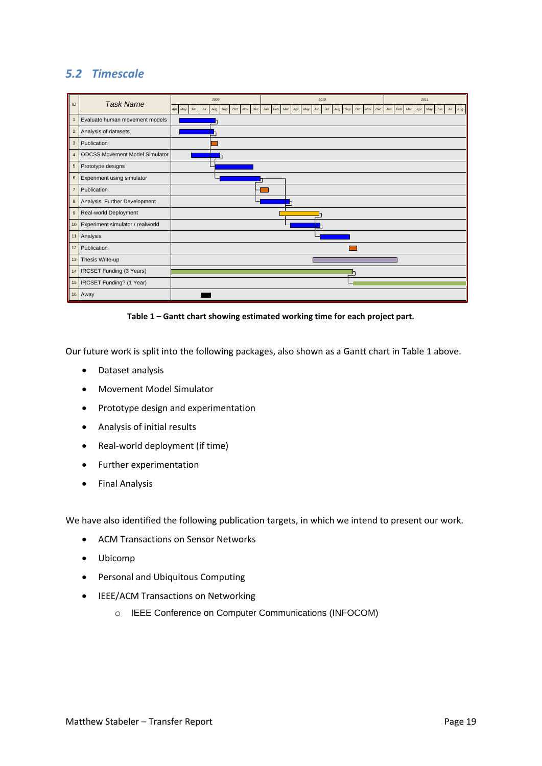## 5.2 Timescale

| ID | Task Name |
|---|---|
| 1 | Evaluate human movement models |
| 2 | Analysis of datasets |
| 3 | Publication |
| 4 | ODCSS Movement Model Simulator |
| 5 | Prototype designs |
| 6 | Experiment using simulator |
| 7 | Publication |
| 8 | Analysis, Further Development |
| 9 | Real-world Deployment |
| 10 | Experiment simulator / realworld |
| 11 | Analysis |
| 12 | Publication |
| 13 | Thesis Write-up |
| 14 | IRCSET Funding (3 Years) |
| 15 | IRCSET Funding? (1 Year) |
| 16 | Away |

**Table 1 – Gantt chart showing estimated working time for each project part.**

Our future work is split into the following packages, also shown as a Gantt chart in Table 1 above.

- Dataset analysis
- Movement Model Simulator
- Prototype design and experimentation
- Analysis of initial results
- Real-world deployment (if time)
- Further experimentation
- Final Analysis

We have also identified the following publication targets, in which we intend to present our work.

- ACM Transactions on Sensor Networks
- Ubicomp
- Personal and Ubiquitous Computing
- IEEE/ACM Transactions on Networking
  - IEEE Conference on Computer Communications (INFOCOM)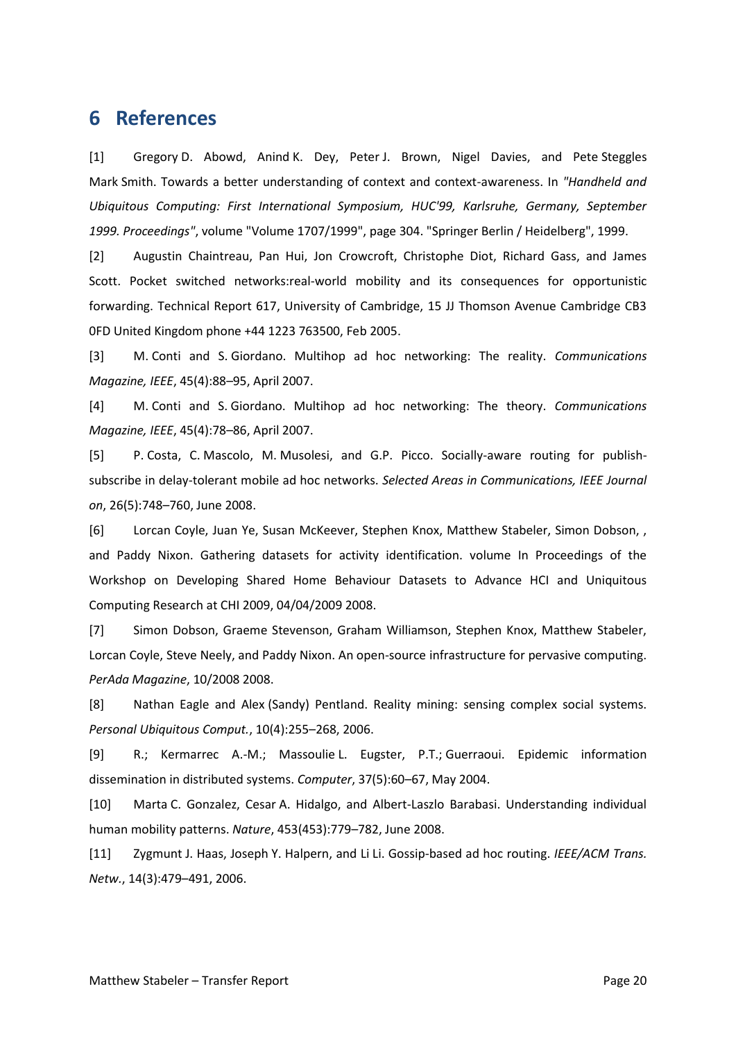# 6 References

[1] Gregory D. Abowd, Anind K. Dey, Peter J. Brown, Nigel Davies, and Pete Steggles Mark Smith. Towards a better understanding of context and context-awareness. In *"Handheld and Ubiquitous Computing: First International Symposium, HUC'99, Karlsruhe, Germany, September 1999. Proceedings"*, volume "Volume 1707/1999", page 304. "Springer Berlin / Heidelberg", 1999.

[2] Augustin Chaintreau, Pan Hui, Jon Crowcroft, Christophe Diot, Richard Gass, and James Scott. Pocket switched networks:real-world mobility and its consequences for opportunistic forwarding. Technical Report 617, University of Cambridge, 15 JJ Thomson Avenue Cambridge CB3 0FD United Kingdom phone +44 1223 763500, Feb 2005.

[3] M. Conti and S. Giordano. Multihop ad hoc networking: The reality. *Communications Magazine, IEEE*, 45(4):88–95, April 2007.

[4] M. Conti and S. Giordano. Multihop ad hoc networking: The theory. *Communications Magazine, IEEE*, 45(4):78–86, April 2007.

[5] P. Costa, C. Mascolo, M. Musolesi, and G.P. Picco. Socially-aware routing for publish-subscribe in delay-tolerant mobile ad hoc networks. *Selected Areas in Communications, IEEE Journal on*, 26(5):748–760, June 2008.

[6] Lorcan Coyle, Juan Ye, Susan McKeever, Stephen Knox, Matthew Stabeler, Simon Dobson, , and Paddy Nixon. Gathering datasets for activity identification. volume In Proceedings of the Workshop on Developing Shared Home Behaviour Datasets to Advance HCI and Uniquitous Computing Research at CHI 2009, 04/04/2009 2008.

[7] Simon Dobson, Graeme Stevenson, Graham Williamson, Stephen Knox, Matthew Stabeler, Lorcan Coyle, Steve Neely, and Paddy Nixon. An open-source infrastructure for pervasive computing. *PerAda Magazine*, 10/2008 2008.

[8] Nathan Eagle and Alex (Sandy) Pentland. Reality mining: sensing complex social systems. *Personal Ubiquitous Comput.*, 10(4):255–268, 2006.

[9] R.; Kermarrec A.-M.; Massoulie L. Eugster, P.T.; Guerraoui. Epidemic information dissemination in distributed systems. *Computer*, 37(5):60–67, May 2004.

[10] Marta C. Gonzalez, Cesar A. Hidalgo, and Albert-Laszlo Barabasi. Understanding individual human mobility patterns. *Nature*, 453(453):779–782, June 2008.

[11] Zygmunt J. Haas, Joseph Y. Halpern, and Li Li. Gossip-based ad hoc routing. *IEEE/ACM Trans. Netw.*, 14(3):479–491, 2006.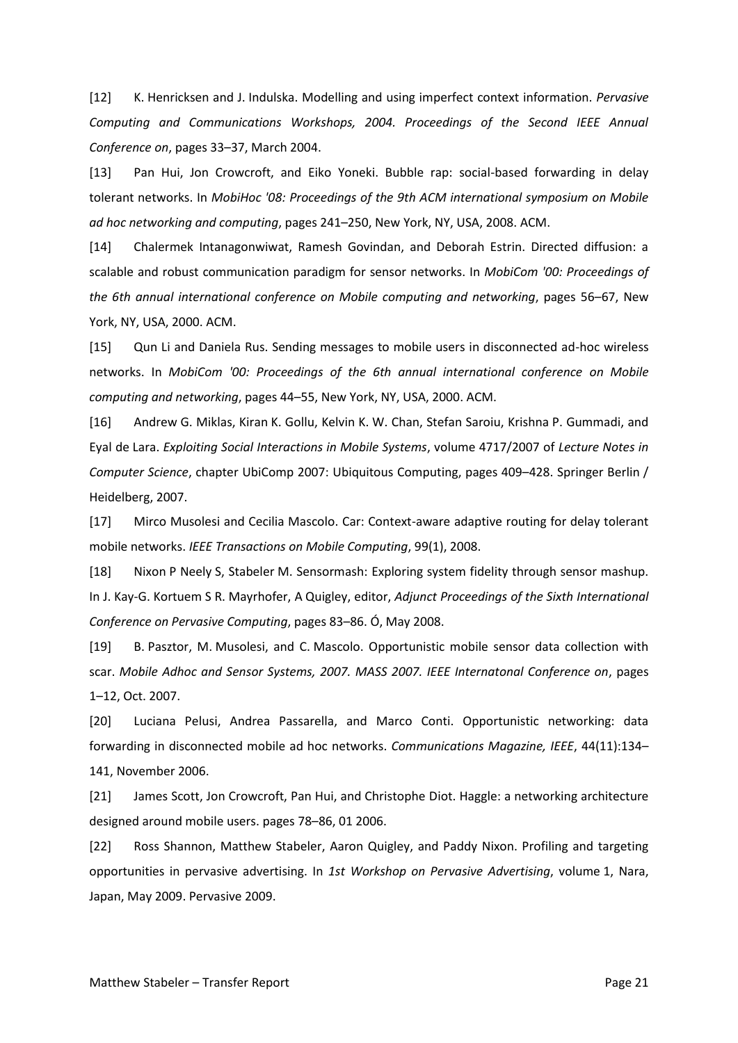[12] K. Henricksen and J. Indulska. Modelling and using imperfect context information. *Pervasive Computing and Communications Workshops, 2004. Proceedings of the Second IEEE Annual Conference on*, pages 33–37, March 2004.

[13] Pan Hui, Jon Crowcroft, and Eiko Yoneki. Bubble rap: social-based forwarding in delay tolerant networks. In *MobiHoc '08: Proceedings of the 9th ACM international symposium on Mobile ad hoc networking and computing*, pages 241–250, New York, NY, USA, 2008. ACM.

[14] Chalermek Intanagonwiwat, Ramesh Govindan, and Deborah Estrin. Directed diffusion: a scalable and robust communication paradigm for sensor networks. In *MobiCom '00: Proceedings of the 6th annual international conference on Mobile computing and networking*, pages 56–67, New York, NY, USA, 2000. ACM.

[15] Qun Li and Daniela Rus. Sending messages to mobile users in disconnected ad-hoc wireless networks. In *MobiCom '00: Proceedings of the 6th annual international conference on Mobile computing and networking*, pages 44–55, New York, NY, USA, 2000. ACM.

[16] Andrew G. Miklas, Kiran K. Gollu, Kelvin K. W. Chan, Stefan Saroiu, Krishna P. Gummadi, and Eyal de Lara. *Exploiting Social Interactions in Mobile Systems*, volume 4717/2007 of *Lecture Notes in Computer Science*, chapter UbiComp 2007: Ubiquitous Computing, pages 409–428. Springer Berlin / Heidelberg, 2007.

[17] Mirco Musolesi and Cecilia Mascolo. Car: Context-aware adaptive routing for delay tolerant mobile networks. *IEEE Transactions on Mobile Computing*, 99(1), 2008.

[18] Nixon P Neely S, Stabeler M. Sensormash: Exploring system fidelity through sensor mashup. In J. Kay-G. Kortuem S R. Mayrhofer, A Quigley, editor, *Adjunct Proceedings of the Sixth International Conference on Pervasive Computing*, pages 83–86. Ó, May 2008.

[19] B. Pasztor, M. Musolesi, and C. Mascolo. Opportunistic mobile sensor data collection with scar. *Mobile Adhoc and Sensor Systems, 2007. MASS 2007. IEEE Internatonal Conference on*, pages 1–12, Oct. 2007.

[20] Luciana Pelusi, Andrea Passarella, and Marco Conti. Opportunistic networking: data forwarding in disconnected mobile ad hoc networks. *Communications Magazine, IEEE*, 44(11):134–141, November 2006.

[21] James Scott, Jon Crowcroft, Pan Hui, and Christophe Diot. Haggle: a networking architecture designed around mobile users. pages 78–86, 01 2006.

[22] Ross Shannon, Matthew Stabeler, Aaron Quigley, and Paddy Nixon. Profiling and targeting opportunities in pervasive advertising. In *1st Workshop on Pervasive Advertising*, volume 1, Nara, Japan, May 2009. Pervasive 2009.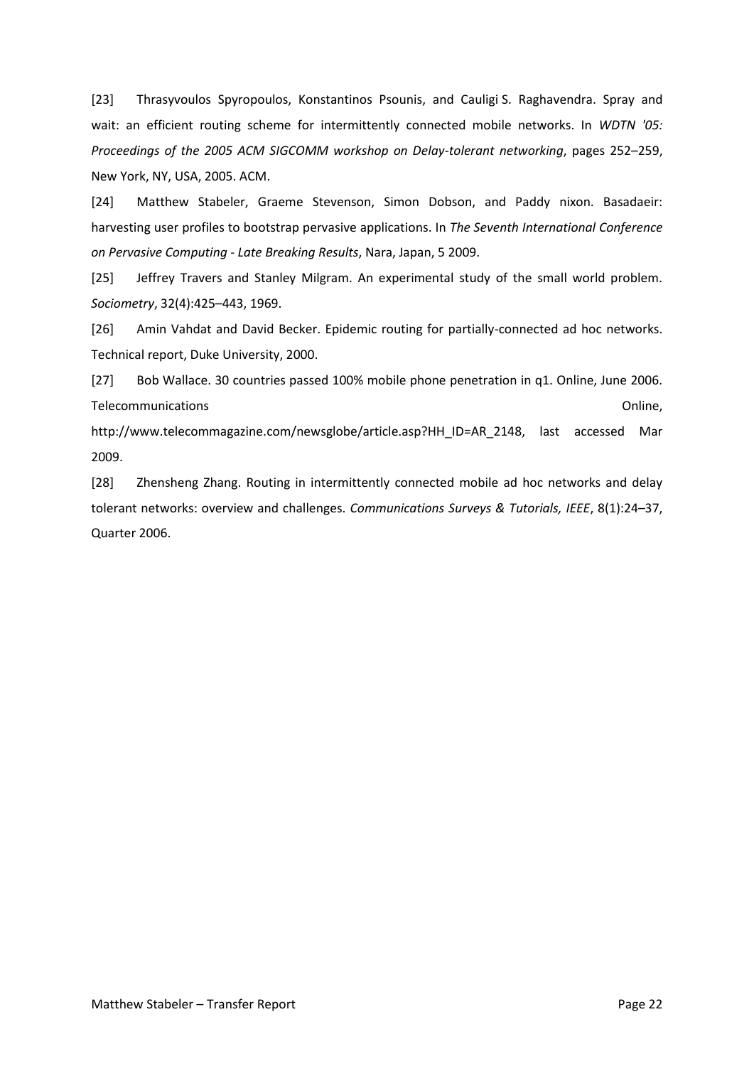[23] Thrasyvoulos Spyropoulos, Konstantinos Psounis, and Cauligi S. Raghavendra. Spray and wait: an efficient routing scheme for intermittently connected mobile networks. In *WDTN '05: Proceedings of the 2005 ACM SIGCOMM workshop on Delay-tolerant networking*, pages 252–259, New York, NY, USA, 2005. ACM.

[24] Matthew Stabeler, Graeme Stevenson, Simon Dobson, and Paddy nixon. Basadaeir: harvesting user profiles to bootstrap pervasive applications. In *The Seventh International Conference on Pervasive Computing - Late Breaking Results*, Nara, Japan, 5 2009.

[25] Jeffrey Travers and Stanley Milgram. An experimental study of the small world problem. *Sociometry*, 32(4):425–443, 1969.

[26] Amin Vahdat and David Becker. Epidemic routing for partially-connected ad hoc networks. Technical report, Duke University, 2000.

[27] Bob Wallace. 30 countries passed 100% mobile phone penetration in q1. Online, June 2006. Telecommunications Online, http://www.telecommagazine.com/newsglobe/article.asp?HH_ID=AR_2148, last accessed Mar 2009.

[28] Zhensheng Zhang. Routing in intermittently connected mobile ad hoc networks and delay tolerant networks: overview and challenges. *Communications Surveys & Tutorials, IEEE*, 8(1):24–37, Quarter 2006.